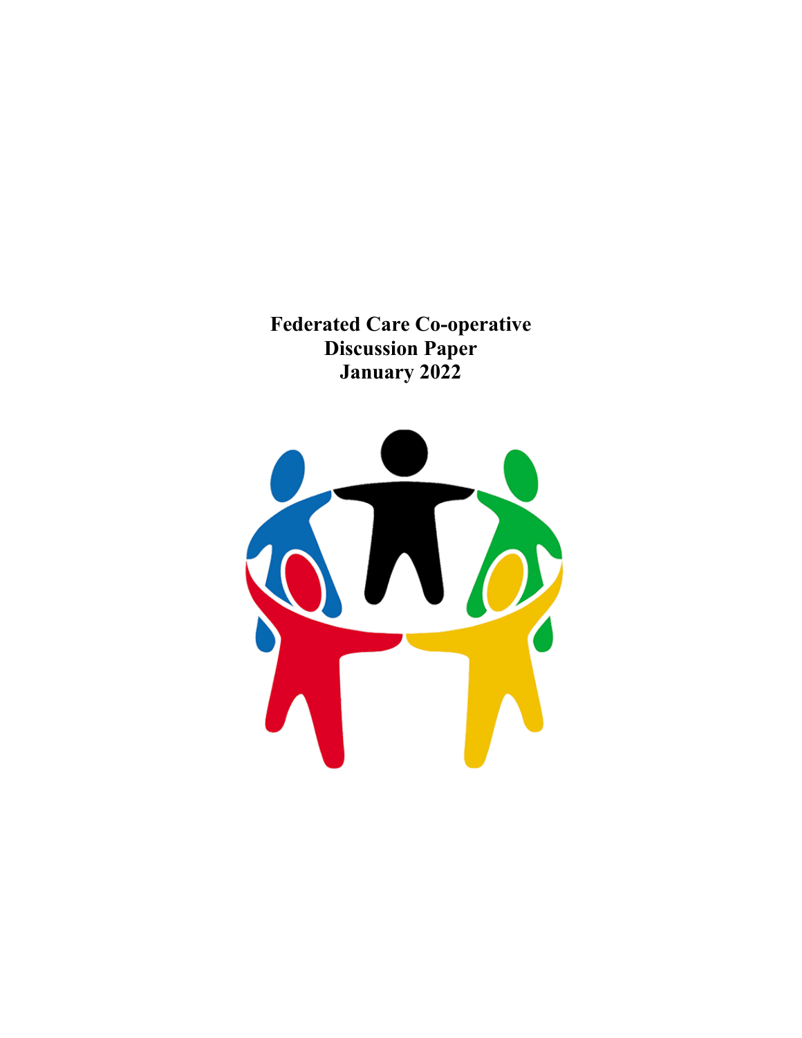# Federated Care Co-operative
# Discussion Paper
# January 2022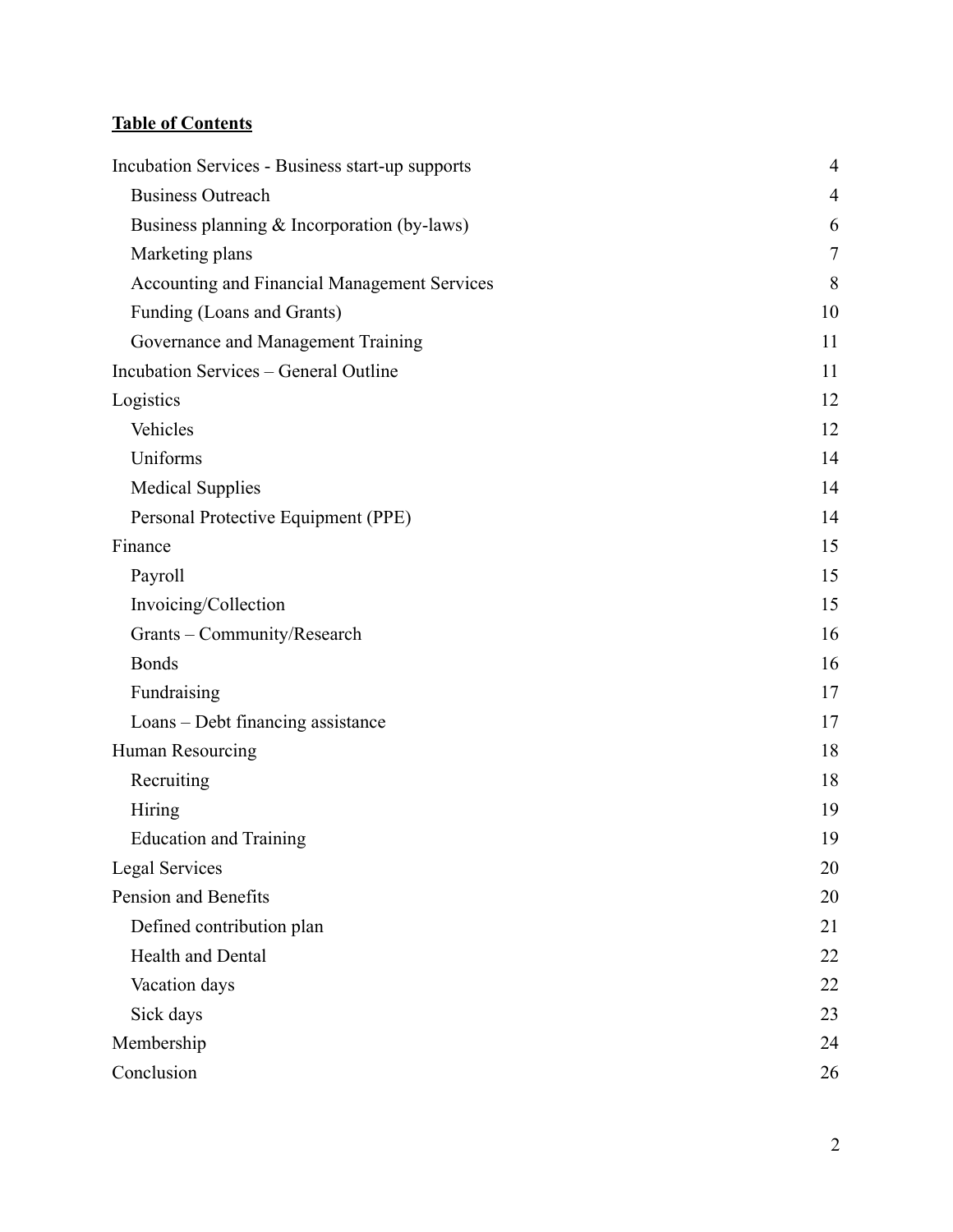**Table of Contents**

| | |
|---|---|
| Incubation Services - Business start-up supports | 4 |
| Business Outreach | 4 |
| Business planning & Incorporation (by-laws) | 6 |
| Marketing plans | 7 |
| Accounting and Financial Management Services | 8 |
| Funding (Loans and Grants) | 10 |
| Governance and Management Training | 11 |
| Incubation Services – General Outline | 11 |
| Logistics | 12 |
| Vehicles | 12 |
| Uniforms | 14 |
| Medical Supplies | 14 |
| Personal Protective Equipment (PPE) | 14 |
| Finance | 15 |
| Payroll | 15 |
| Invoicing/Collection | 15 |
| Grants – Community/Research | 16 |
| Bonds | 16 |
| Fundraising | 17 |
| Loans – Debt financing assistance | 17 |
| Human Resourcing | 18 |
| Recruiting | 18 |
| Hiring | 19 |
| Education and Training | 19 |
| Legal Services | 20 |
| Pension and Benefits | 20 |
| Defined contribution plan | 21 |
| Health and Dental | 22 |
| Vacation days | 22 |
| Sick days | 23 |
| Membership | 24 |
| Conclusion | 26 |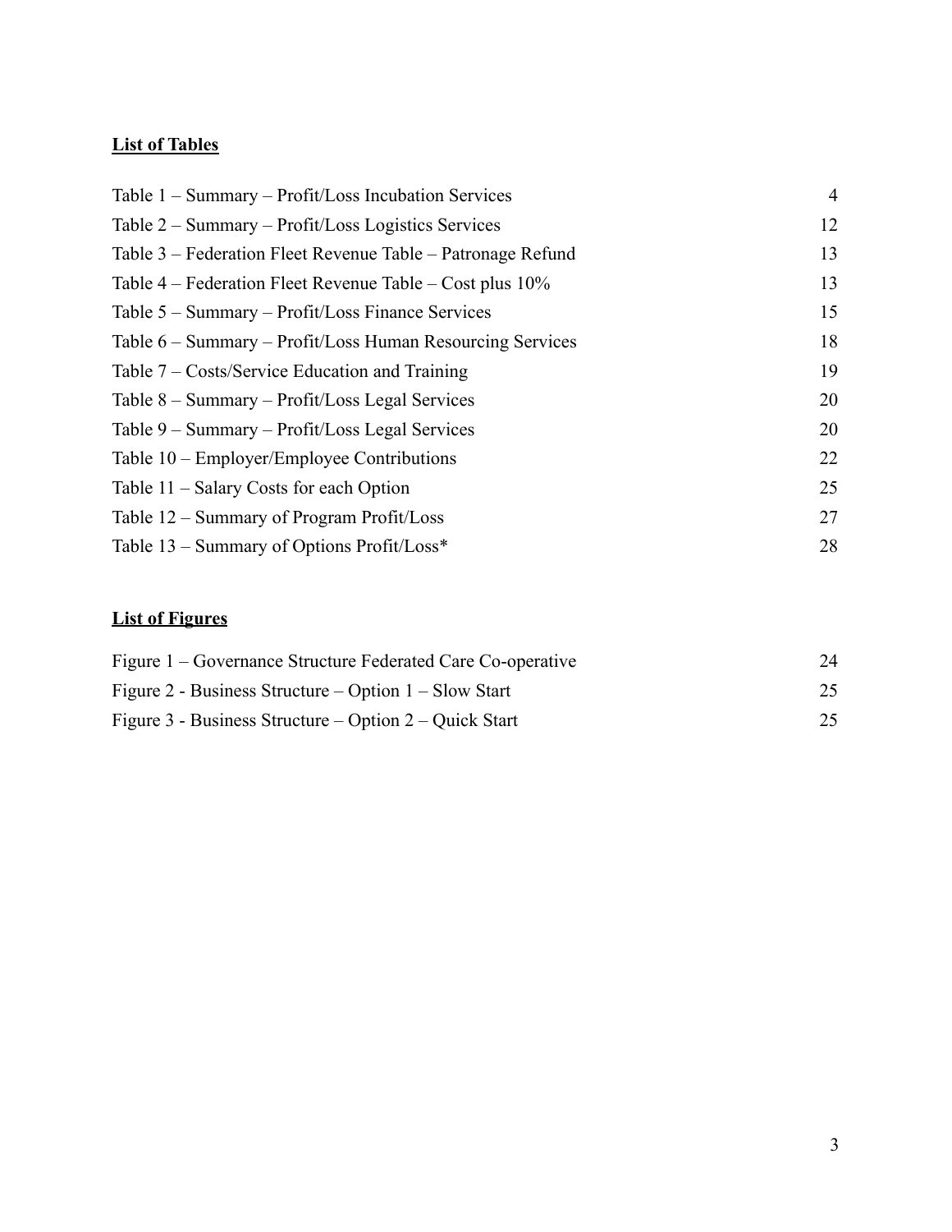**List of Tables**

| | |
|---|---|
| Table 1 – Summary – Profit/Loss Incubation Services | 4 |
| Table 2 – Summary – Profit/Loss Logistics Services | 12 |
| Table 3 – Federation Fleet Revenue Table – Patronage Refund | 13 |
| Table 4 – Federation Fleet Revenue Table – Cost plus 10% | 13 |
| Table 5 – Summary – Profit/Loss Finance Services | 15 |
| Table 6 – Summary – Profit/Loss Human Resourcing Services | 18 |
| Table 7 – Costs/Service Education and Training | 19 |
| Table 8 – Summary – Profit/Loss Legal Services | 20 |
| Table 9 – Summary – Profit/Loss Legal Services | 20 |
| Table 10 – Employer/Employee Contributions | 22 |
| Table 11 – Salary Costs for each Option | 25 |
| Table 12 – Summary of Program Profit/Loss | 27 |
| Table 13 – Summary of Options Profit/Loss* | 28 |

**List of Figures**

| | |
|---|---|
| Figure 1 – Governance Structure Federated Care Co-operative | 24 |
| Figure 2 - Business Structure – Option 1 – Slow Start | 25 |
| Figure 3 - Business Structure – Option 2 – Quick Start | 25 |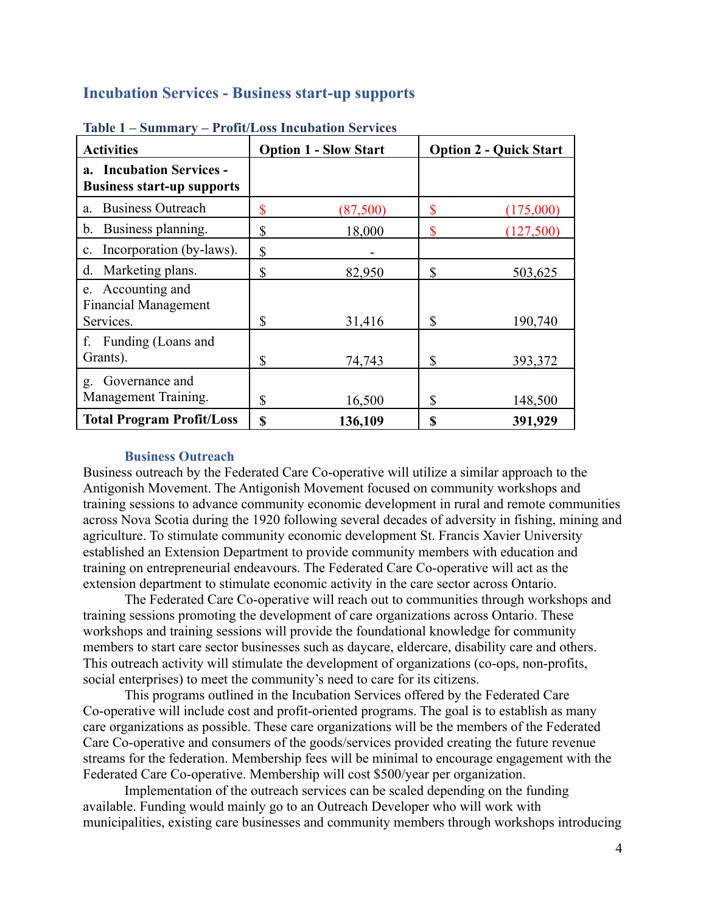## Incubation Services - Business start-up supports

**Table 1 – Summary – Profit/Loss Incubation Services**

| Activities | Option 1 - Slow Start | Option 2 - Quick Start |
|---|---|---|
| **a. Incubation Services - Business start-up supports** | | |
| a. Business Outreach | $ (87,500) | $ (175,000) |
| b. Business planning. | $ 18,000 | $ (127,500) |
| c. Incorporation (by-laws). | $ - | |
| d. Marketing plans. | $ 82,950 | $ 503,625 |
| e. Accounting and Financial Management Services. | $ 31,416 | $ 190,740 |
| f. Funding (Loans and Grants). | $ 74,743 | $ 393,372 |
| g. Governance and Management Training. | $ 16,500 | $ 148,500 |
| **Total Program Profit/Loss** | **$ 136,109** | **$ 391,929** |

### Business Outreach

Business outreach by the Federated Care Co-operative will utilize a similar approach to the Antigonish Movement. The Antigonish Movement focused on community workshops and training sessions to advance community economic development in rural and remote communities across Nova Scotia during the 1920 following several decades of adversity in fishing, mining and agriculture. To stimulate community economic development St. Francis Xavier University established an Extension Department to provide community members with education and training on entrepreneurial endeavours. The Federated Care Co-operative will act as the extension department to stimulate economic activity in the care sector across Ontario.

The Federated Care Co-operative will reach out to communities through workshops and training sessions promoting the development of care organizations across Ontario. These workshops and training sessions will provide the foundational knowledge for community members to start care sector businesses such as daycare, eldercare, disability care and others. This outreach activity will stimulate the development of organizations (co-ops, non-profits, social enterprises) to meet the community's need to care for its citizens.

This programs outlined in the Incubation Services offered by the Federated Care Co-operative will include cost and profit-oriented programs. The goal is to establish as many care organizations as possible. These care organizations will be the members of the Federated Care Co-operative and consumers of the goods/services provided creating the future revenue streams for the federation. Membership fees will be minimal to encourage engagement with the Federated Care Co-operative. Membership will cost $500/year per organization.

Implementation of the outreach services can be scaled depending on the funding available. Funding would mainly go to an Outreach Developer who will work with municipalities, existing care businesses and community members through workshops introducing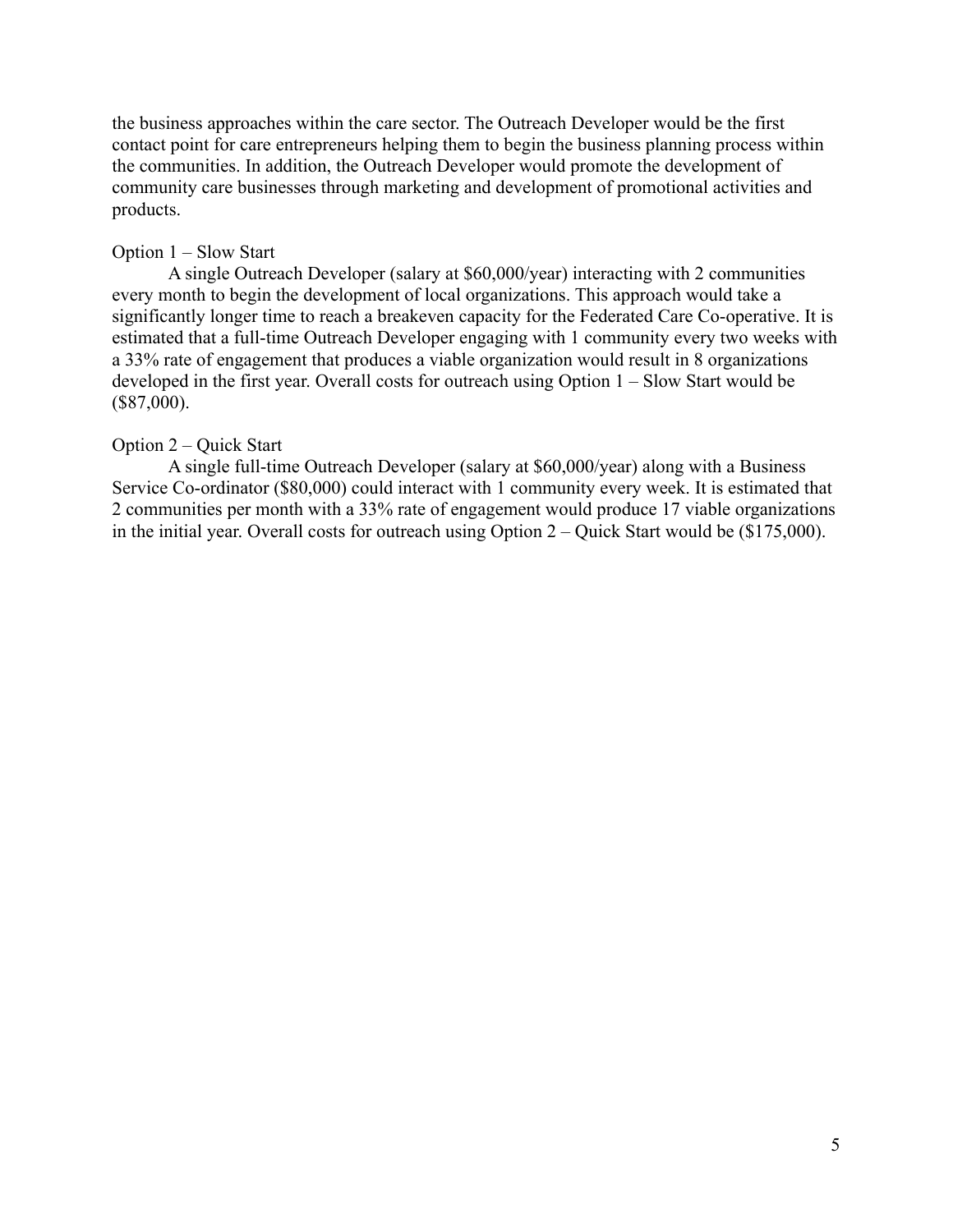the business approaches within the care sector. The Outreach Developer would be the first contact point for care entrepreneurs helping them to begin the business planning process within the communities. In addition, the Outreach Developer would promote the development of community care businesses through marketing and development of promotional activities and products.

Option 1 – Slow Start

A single Outreach Developer (salary at $60,000/year) interacting with 2 communities every month to begin the development of local organizations. This approach would take a significantly longer time to reach a breakeven capacity for the Federated Care Co-operative. It is estimated that a full-time Outreach Developer engaging with 1 community every two weeks with a 33% rate of engagement that produces a viable organization would result in 8 organizations developed in the first year. Overall costs for outreach using Option 1 – Slow Start would be ($87,000).

Option 2 – Quick Start

A single full-time Outreach Developer (salary at $60,000/year) along with a Business Service Co-ordinator ($80,000) could interact with 1 community every week. It is estimated that 2 communities per month with a 33% rate of engagement would produce 17 viable organizations in the initial year. Overall costs for outreach using Option 2 – Quick Start would be ($175,000).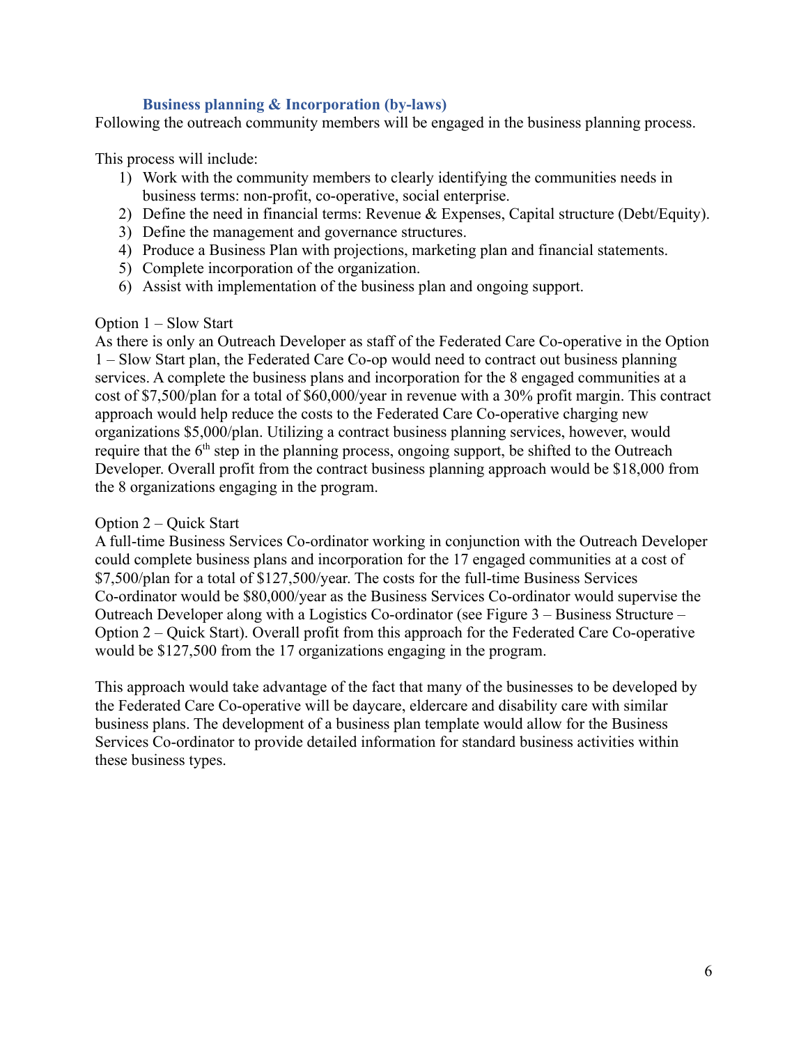### Business planning & Incorporation (by-laws)

Following the outreach community members will be engaged in the business planning process.

This process will include:

1) Work with the community members to clearly identifying the communities needs in business terms: non-profit, co-operative, social enterprise.
2) Define the need in financial terms: Revenue & Expenses, Capital structure (Debt/Equity).
3) Define the management and governance structures.
4) Produce a Business Plan with projections, marketing plan and financial statements.
5) Complete incorporation of the organization.
6) Assist with implementation of the business plan and ongoing support.

Option 1 – Slow Start

As there is only an Outreach Developer as staff of the Federated Care Co-operative in the Option 1 – Slow Start plan, the Federated Care Co-op would need to contract out business planning services. A complete the business plans and incorporation for the 8 engaged communities at a cost of $7,500/plan for a total of $60,000/year in revenue with a 30% profit margin. This contract approach would help reduce the costs to the Federated Care Co-operative charging new organizations $5,000/plan. Utilizing a contract business planning services, however, would require that the 6th step in the planning process, ongoing support, be shifted to the Outreach Developer. Overall profit from the contract business planning approach would be $18,000 from the 8 organizations engaging in the program.

Option 2 – Quick Start

A full-time Business Services Co-ordinator working in conjunction with the Outreach Developer could complete business plans and incorporation for the 17 engaged communities at a cost of $7,500/plan for a total of $127,500/year. The costs for the full-time Business Services Co-ordinator would be $80,000/year as the Business Services Co-ordinator would supervise the Outreach Developer along with a Logistics Co-ordinator (see Figure 3 – Business Structure – Option 2 – Quick Start). Overall profit from this approach for the Federated Care Co-operative would be $127,500 from the 17 organizations engaging in the program.

This approach would take advantage of the fact that many of the businesses to be developed by the Federated Care Co-operative will be daycare, eldercare and disability care with similar business plans. The development of a business plan template would allow for the Business Services Co-ordinator to provide detailed information for standard business activities within these business types.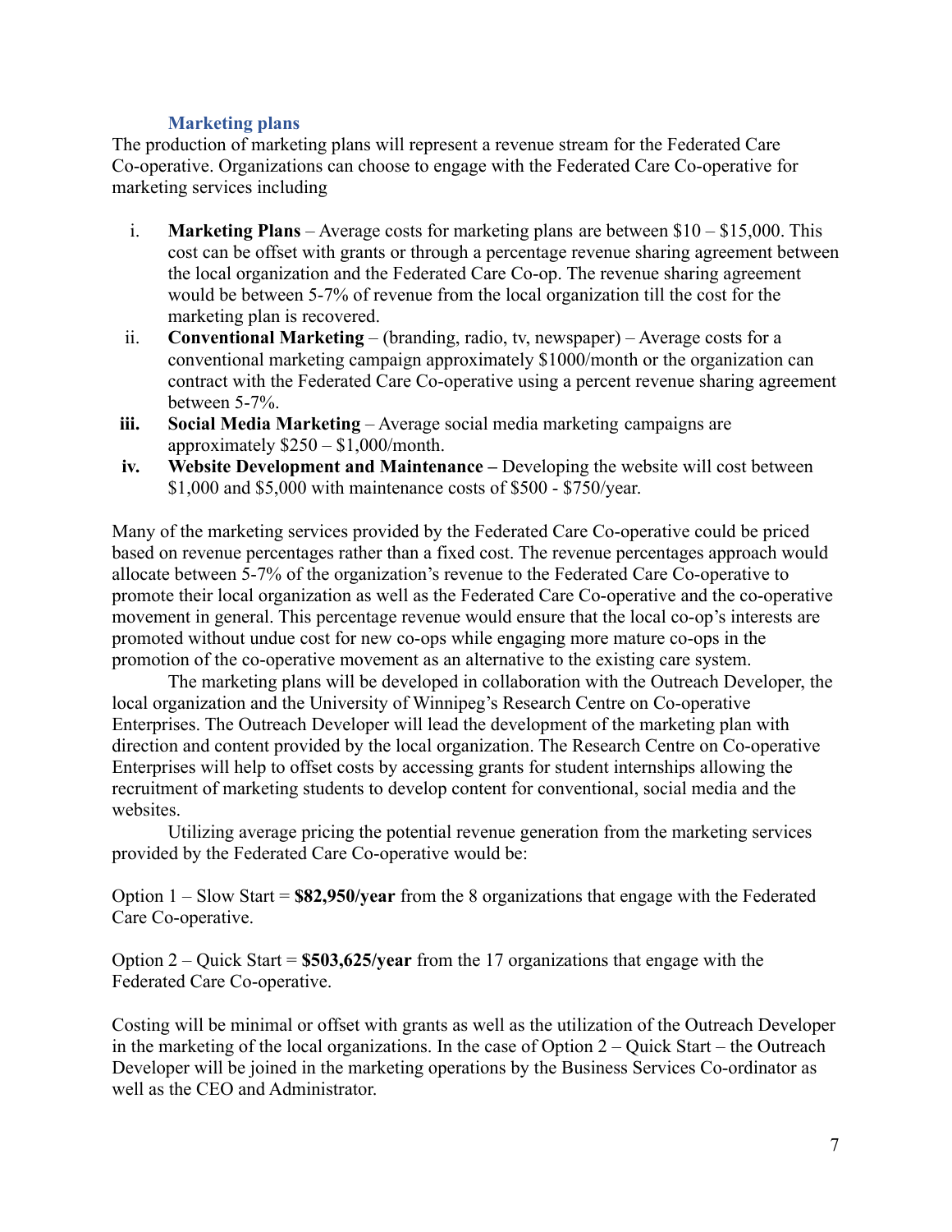### Marketing plans

The production of marketing plans will represent a revenue stream for the Federated Care Co-operative. Organizations can choose to engage with the Federated Care Co-operative for marketing services including

i. **Marketing Plans** – Average costs for marketing plans are between $10 – $15,000. This cost can be offset with grants or through a percentage revenue sharing agreement between the local organization and the Federated Care Co-op. The revenue sharing agreement would be between 5-7% of revenue from the local organization till the cost for the marketing plan is recovered.
ii. **Conventional Marketing** – (branding, radio, tv, newspaper) – Average costs for a conventional marketing campaign approximately $1000/month or the organization can contract with the Federated Care Co-operative using a percent revenue sharing agreement between 5-7%.
**iii.** **Social Media Marketing** – Average social media marketing campaigns are approximately $250 – $1,000/month.
**iv.** **Website Development and Maintenance –** Developing the website will cost between $1,000 and $5,000 with maintenance costs of $500 - $750/year.

Many of the marketing services provided by the Federated Care Co-operative could be priced based on revenue percentages rather than a fixed cost. The revenue percentages approach would allocate between 5-7% of the organization's revenue to the Federated Care Co-operative to promote their local organization as well as the Federated Care Co-operative and the co-operative movement in general. This percentage revenue would ensure that the local co-op's interests are promoted without undue cost for new co-ops while engaging more mature co-ops in the promotion of the co-operative movement as an alternative to the existing care system.

The marketing plans will be developed in collaboration with the Outreach Developer, the local organization and the University of Winnipeg's Research Centre on Co-operative Enterprises. The Outreach Developer will lead the development of the marketing plan with direction and content provided by the local organization. The Research Centre on Co-operative Enterprises will help to offset costs by accessing grants for student internships allowing the recruitment of marketing students to develop content for conventional, social media and the websites.

Utilizing average pricing the potential revenue generation from the marketing services provided by the Federated Care Co-operative would be:

Option 1 – Slow Start = **$82,950/year** from the 8 organizations that engage with the Federated Care Co-operative.

Option 2 – Quick Start = **$503,625/year** from the 17 organizations that engage with the Federated Care Co-operative.

Costing will be minimal or offset with grants as well as the utilization of the Outreach Developer in the marketing of the local organizations. In the case of Option 2 – Quick Start – the Outreach Developer will be joined in the marketing operations by the Business Services Co-ordinator as well as the CEO and Administrator.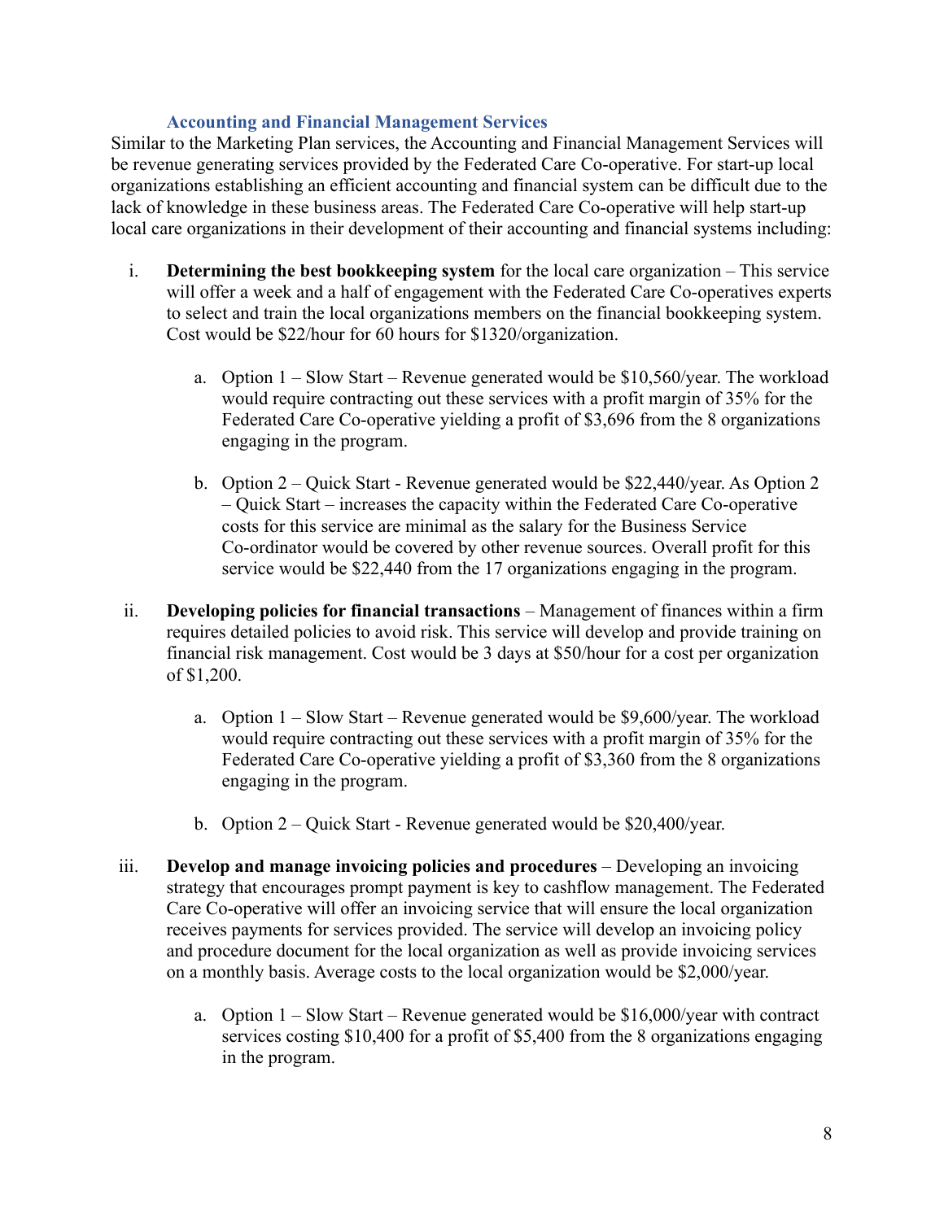### Accounting and Financial Management Services

Similar to the Marketing Plan services, the Accounting and Financial Management Services will be revenue generating services provided by the Federated Care Co-operative. For start-up local organizations establishing an efficient accounting and financial system can be difficult due to the lack of knowledge in these business areas. The Federated Care Co-operative will help start-up local care organizations in their development of their accounting and financial systems including:

i. **Determining the best bookkeeping system** for the local care organization – This service will offer a week and a half of engagement with the Federated Care Co-operatives experts to select and train the local organizations members on the financial bookkeeping system. Cost would be $22/hour for 60 hours for $1320/organization.

   a. Option 1 – Slow Start – Revenue generated would be $10,560/year. The workload would require contracting out these services with a profit margin of 35% for the Federated Care Co-operative yielding a profit of $3,696 from the 8 organizations engaging in the program.

   b. Option 2 – Quick Start - Revenue generated would be $22,440/year. As Option 2 – Quick Start – increases the capacity within the Federated Care Co-operative costs for this service are minimal as the salary for the Business Service Co-ordinator would be covered by other revenue sources. Overall profit for this service would be $22,440 from the 17 organizations engaging in the program.

ii. **Developing policies for financial transactions** – Management of finances within a firm requires detailed policies to avoid risk. This service will develop and provide training on financial risk management. Cost would be 3 days at $50/hour for a cost per organization of $1,200.

   a. Option 1 – Slow Start – Revenue generated would be $9,600/year. The workload would require contracting out these services with a profit margin of 35% for the Federated Care Co-operative yielding a profit of $3,360 from the 8 organizations engaging in the program.

   b. Option 2 – Quick Start - Revenue generated would be $20,400/year.

iii. **Develop and manage invoicing policies and procedures** – Developing an invoicing strategy that encourages prompt payment is key to cashflow management. The Federated Care Co-operative will offer an invoicing service that will ensure the local organization receives payments for services provided. The service will develop an invoicing policy and procedure document for the local organization as well as provide invoicing services on a monthly basis. Average costs to the local organization would be $2,000/year.

   a. Option 1 – Slow Start – Revenue generated would be $16,000/year with contract services costing $10,400 for a profit of $5,400 from the 8 organizations engaging in the program.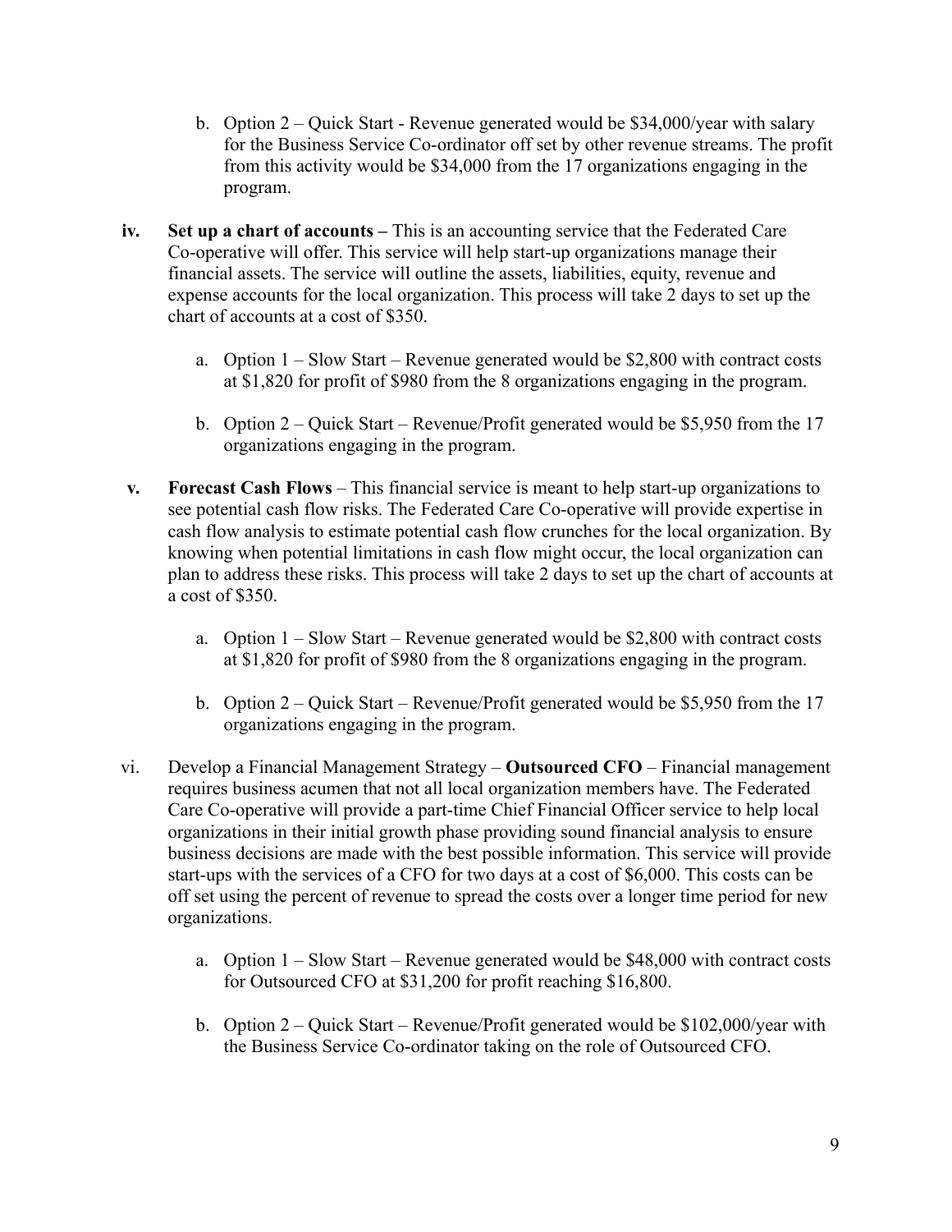b. Option 2 – Quick Start - Revenue generated would be $34,000/year with salary for the Business Service Co-ordinator off set by other revenue streams. The profit from this activity would be $34,000 from the 17 organizations engaging in the program.

**iv.** **Set up a chart of accounts –** This is an accounting service that the Federated Care Co-operative will offer. This service will help start-up organizations manage their financial assets. The service will outline the assets, liabilities, equity, revenue and expense accounts for the local organization. This process will take 2 days to set up the chart of accounts at a cost of $350.

a. Option 1 – Slow Start – Revenue generated would be $2,800 with contract costs at $1,820 for profit of $980 from the 8 organizations engaging in the program.

b. Option 2 – Quick Start – Revenue/Profit generated would be $5,950 from the 17 organizations engaging in the program.

**v.** **Forecast Cash Flows** – This financial service is meant to help start-up organizations to see potential cash flow risks. The Federated Care Co-operative will provide expertise in cash flow analysis to estimate potential cash flow crunches for the local organization. By knowing when potential limitations in cash flow might occur, the local organization can plan to address these risks. This process will take 2 days to set up the chart of accounts at a cost of $350.

a. Option 1 – Slow Start – Revenue generated would be $2,800 with contract costs at $1,820 for profit of $980 from the 8 organizations engaging in the program.

b. Option 2 – Quick Start – Revenue/Profit generated would be $5,950 from the 17 organizations engaging in the program.

vi. Develop a Financial Management Strategy – **Outsourced CFO** – Financial management requires business acumen that not all local organization members have. The Federated Care Co-operative will provide a part-time Chief Financial Officer service to help local organizations in their initial growth phase providing sound financial analysis to ensure business decisions are made with the best possible information. This service will provide start-ups with the services of a CFO for two days at a cost of $6,000. This costs can be off set using the percent of revenue to spread the costs over a longer time period for new organizations.

a. Option 1 – Slow Start – Revenue generated would be $48,000 with contract costs for Outsourced CFO at $31,200 for profit reaching $16,800.

b. Option 2 – Quick Start – Revenue/Profit generated would be $102,000/year with the Business Service Co-ordinator taking on the role of Outsourced CFO.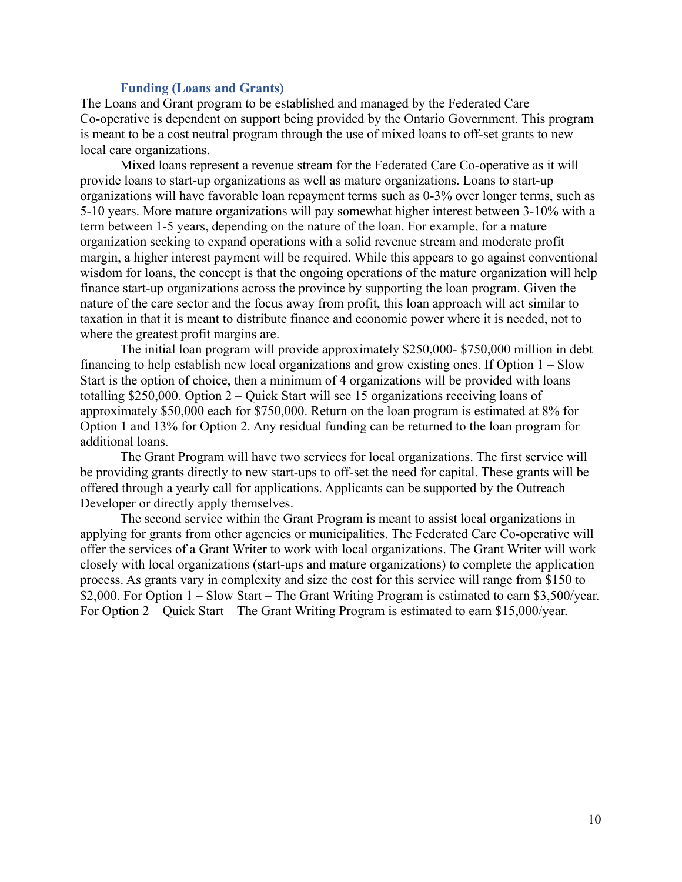### Funding (Loans and Grants)

The Loans and Grant program to be established and managed by the Federated Care Co-operative is dependent on support being provided by the Ontario Government. This program is meant to be a cost neutral program through the use of mixed loans to off-set grants to new local care organizations.

Mixed loans represent a revenue stream for the Federated Care Co-operative as it will provide loans to start-up organizations as well as mature organizations. Loans to start-up organizations will have favorable loan repayment terms such as 0-3% over longer terms, such as 5-10 years. More mature organizations will pay somewhat higher interest between 3-10% with a term between 1-5 years, depending on the nature of the loan. For example, for a mature organization seeking to expand operations with a solid revenue stream and moderate profit margin, a higher interest payment will be required. While this appears to go against conventional wisdom for loans, the concept is that the ongoing operations of the mature organization will help finance start-up organizations across the province by supporting the loan program. Given the nature of the care sector and the focus away from profit, this loan approach will act similar to taxation in that it is meant to distribute finance and economic power where it is needed, not to where the greatest profit margins are.

The initial loan program will provide approximately $250,000- $750,000 million in debt financing to help establish new local organizations and grow existing ones. If Option 1 – Slow Start is the option of choice, then a minimum of 4 organizations will be provided with loans totalling $250,000. Option 2 – Quick Start will see 15 organizations receiving loans of approximately $50,000 each for $750,000. Return on the loan program is estimated at 8% for Option 1 and 13% for Option 2. Any residual funding can be returned to the loan program for additional loans.

The Grant Program will have two services for local organizations. The first service will be providing grants directly to new start-ups to off-set the need for capital. These grants will be offered through a yearly call for applications. Applicants can be supported by the Outreach Developer or directly apply themselves.

The second service within the Grant Program is meant to assist local organizations in applying for grants from other agencies or municipalities. The Federated Care Co-operative will offer the services of a Grant Writer to work with local organizations. The Grant Writer will work closely with local organizations (start-ups and mature organizations) to complete the application process. As grants vary in complexity and size the cost for this service will range from $150 to $2,000. For Option 1 – Slow Start – The Grant Writing Program is estimated to earn $3,500/year. For Option 2 – Quick Start – The Grant Writing Program is estimated to earn $15,000/year.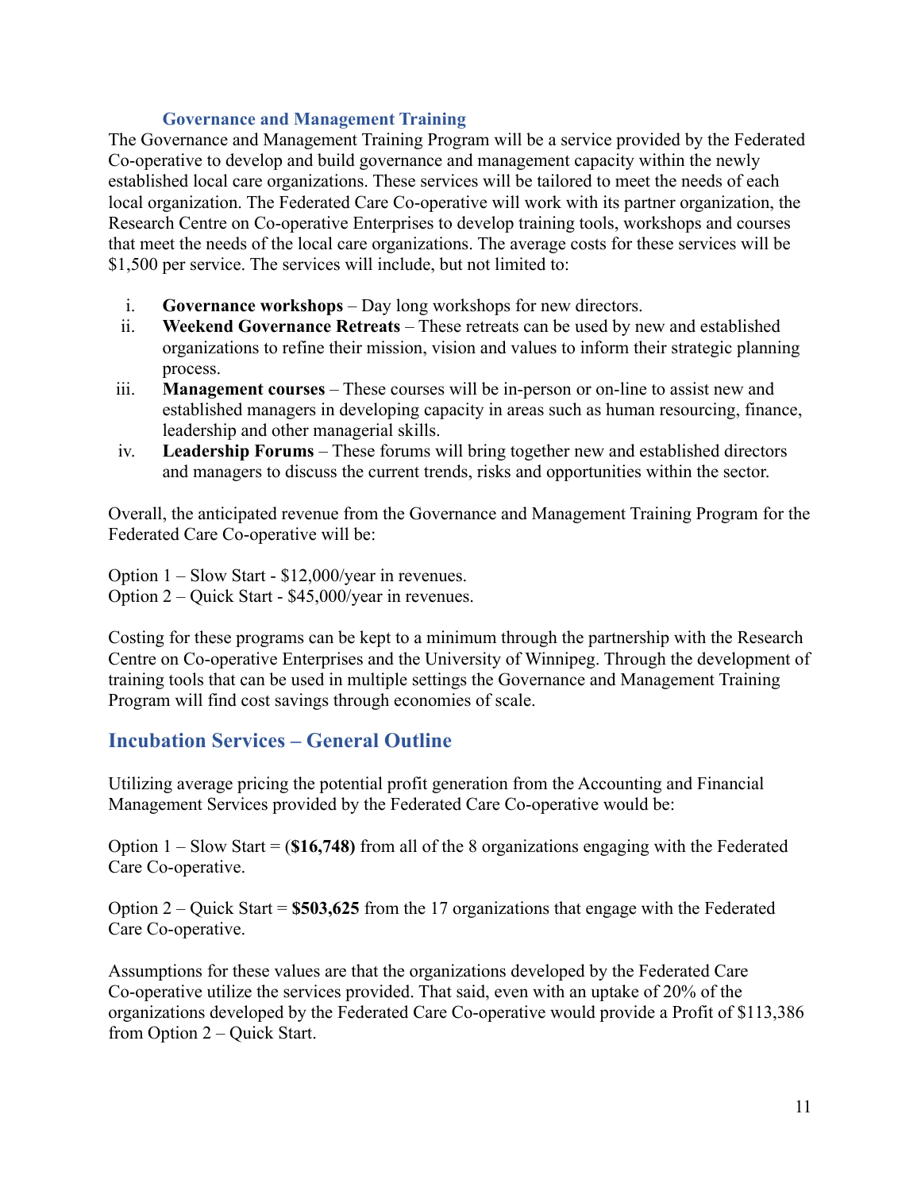### Governance and Management Training

The Governance and Management Training Program will be a service provided by the Federated Co-operative to develop and build governance and management capacity within the newly established local care organizations. These services will be tailored to meet the needs of each local organization. The Federated Care Co-operative will work with its partner organization, the Research Centre on Co-operative Enterprises to develop training tools, workshops and courses that meet the needs of the local care organizations. The average costs for these services will be $1,500 per service. The services will include, but not limited to:

i. **Governance workshops** – Day long workshops for new directors.
ii. **Weekend Governance Retreats** – These retreats can be used by new and established organizations to refine their mission, vision and values to inform their strategic planning process.
iii. **Management courses** – These courses will be in-person or on-line to assist new and established managers in developing capacity in areas such as human resourcing, finance, leadership and other managerial skills.
iv. **Leadership Forums** – These forums will bring together new and established directors and managers to discuss the current trends, risks and opportunities within the sector.

Overall, the anticipated revenue from the Governance and Management Training Program for the Federated Care Co-operative will be:

Option 1 – Slow Start - $12,000/year in revenues.
Option 2 – Quick Start - $45,000/year in revenues.

Costing for these programs can be kept to a minimum through the partnership with the Research Centre on Co-operative Enterprises and the University of Winnipeg. Through the development of training tools that can be used in multiple settings the Governance and Management Training Program will find cost savings through economies of scale.

## Incubation Services – General Outline

Utilizing average pricing the potential profit generation from the Accounting and Financial Management Services provided by the Federated Care Co-operative would be:

Option 1 – Slow Start = (**$16,748)** from all of the 8 organizations engaging with the Federated Care Co-operative.

Option 2 – Quick Start = **$503,625** from the 17 organizations that engage with the Federated Care Co-operative.

Assumptions for these values are that the organizations developed by the Federated Care Co-operative utilize the services provided. That said, even with an uptake of 20% of the organizations developed by the Federated Care Co-operative would provide a Profit of $113,386 from Option 2 – Quick Start.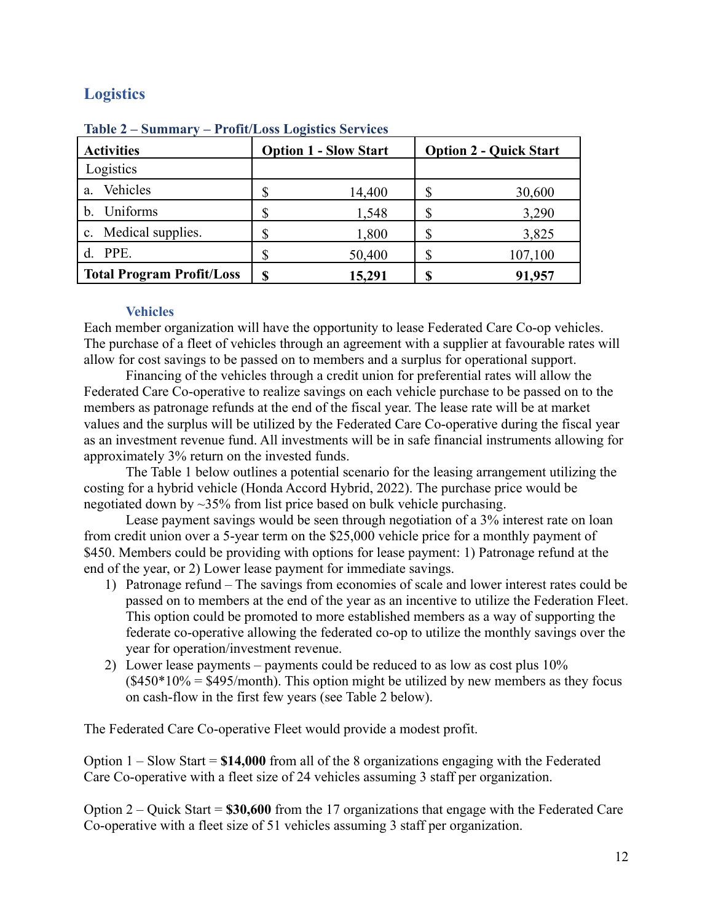## Logistics

**Table 2 – Summary – Profit/Loss Logistics Services**

| Activities | Option 1 - Slow Start | Option 2 - Quick Start |
|---|---|---|
| Logistics | | |
| a. Vehicles | $ 14,400 | $ 30,600 |
| b. Uniforms | $ 1,548 | $ 3,290 |
| c. Medical supplies. | $ 1,800 | $ 3,825 |
| d. PPE. | $ 50,400 | $ 107,100 |
| **Total Program Profit/Loss** | **$ 15,291** | **$ 91,957** |

### Vehicles

Each member organization will have the opportunity to lease Federated Care Co-op vehicles. The purchase of a fleet of vehicles through an agreement with a supplier at favourable rates will allow for cost savings to be passed on to members and a surplus for operational support.

Financing of the vehicles through a credit union for preferential rates will allow the Federated Care Co-operative to realize savings on each vehicle purchase to be passed on to the members as patronage refunds at the end of the fiscal year. The lease rate will be at market values and the surplus will be utilized by the Federated Care Co-operative during the fiscal year as an investment revenue fund. All investments will be in safe financial instruments allowing for approximately 3% return on the invested funds.

The Table 1 below outlines a potential scenario for the leasing arrangement utilizing the costing for a hybrid vehicle (Honda Accord Hybrid, 2022). The purchase price would be negotiated down by ~35% from list price based on bulk vehicle purchasing.

Lease payment savings would be seen through negotiation of a 3% interest rate on loan from credit union over a 5-year term on the $25,000 vehicle price for a monthly payment of $450. Members could be providing with options for lease payment: 1) Patronage refund at the end of the year, or 2) Lower lease payment for immediate savings.

1) Patronage refund – The savings from economies of scale and lower interest rates could be passed on to members at the end of the year as an incentive to utilize the Federation Fleet. This option could be promoted to more established members as a way of supporting the federate co-operative allowing the federated co-op to utilize the monthly savings over the year for operation/investment revenue.
2) Lower lease payments – payments could be reduced to as low as cost plus 10% ($450*10% = $495/month). This option might be utilized by new members as they focus on cash-flow in the first few years (see Table 2 below).

The Federated Care Co-operative Fleet would provide a modest profit.

Option 1 – Slow Start = **$14,000** from all of the 8 organizations engaging with the Federated Care Co-operative with a fleet size of 24 vehicles assuming 3 staff per organization.

Option 2 – Quick Start = **$30,600** from the 17 organizations that engage with the Federated Care Co-operative with a fleet size of 51 vehicles assuming 3 staff per organization.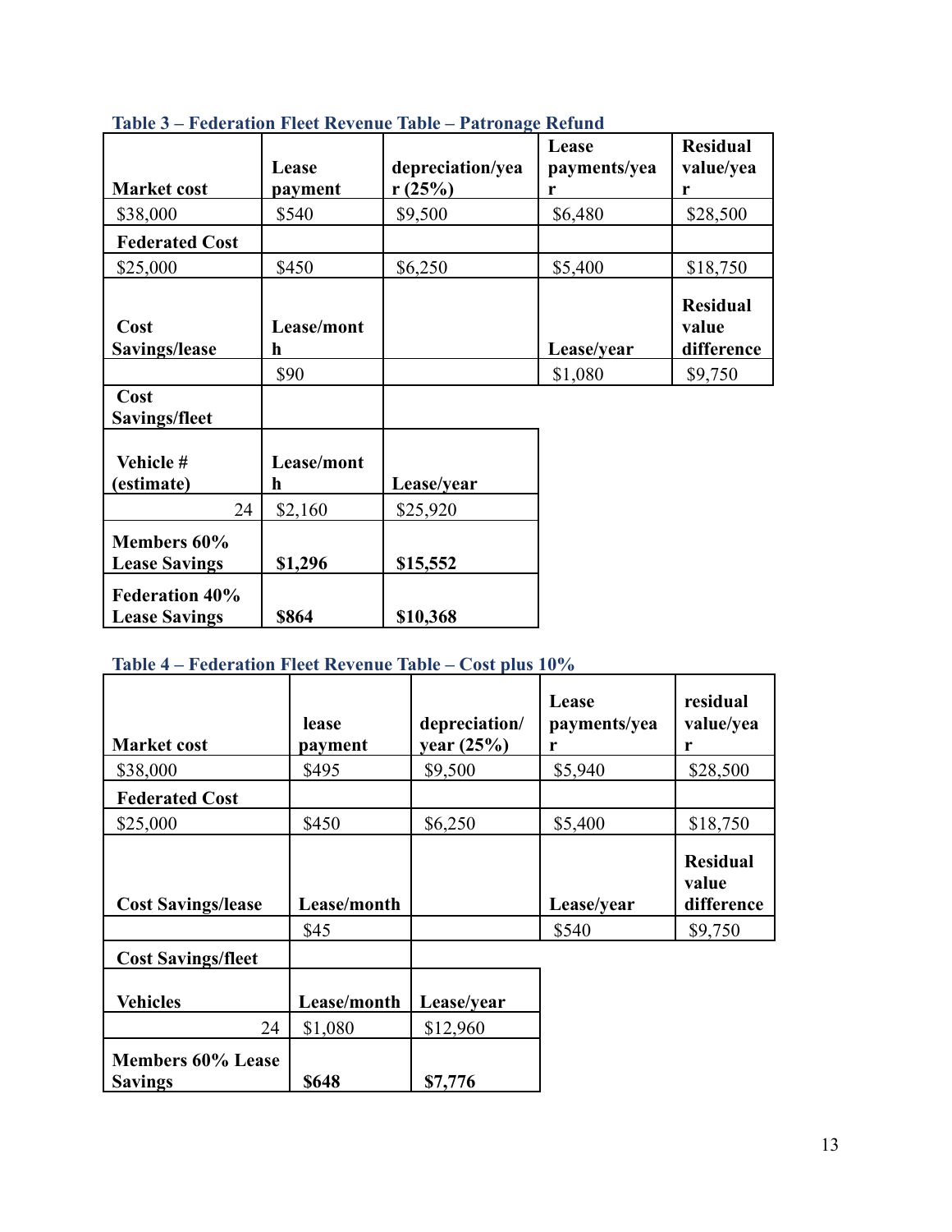**Table 3 – Federation Fleet Revenue Table – Patronage Refund**

| Market cost | Lease payment | depreciation/year (25%) | Lease payments/year | Residual value/year |
|---|---|---|---|---|
| $38,000 | $540 | $9,500 | $6,480 | $28,500 |
| **Federated Cost** | | | | |
| $25,000 | $450 | $6,250 | $5,400 | $18,750 |
| **Cost Savings/lease** | **Lease/month** | | **Lease/year** | **Residual value difference** |
| | $90 | | $1,080 | $9,750 |
| **Cost Savings/fleet** | | | | |
| **Vehicle # (estimate)** | **Lease/month** | **Lease/year** | | |
| 24 | $2,160 | $25,920 | | |
| **Members 60% Lease Savings** | **$1,296** | **$15,552** | | |
| **Federation 40% Lease Savings** | **$864** | **$10,368** | | |

**Table 4 – Federation Fleet Revenue Table – Cost plus 10%**

| Market cost | lease payment | depreciation/year (25%) | Lease payments/year | residual value/year |
|---|---|---|---|---|
| $38,000 | $495 | $9,500 | $5,940 | $28,500 |
| **Federated Cost** | | | | |
| $25,000 | $450 | $6,250 | $5,400 | $18,750 |
| **Cost Savings/lease** | **Lease/month** | | **Lease/year** | **Residual value difference** |
| | $45 | | $540 | $9,750 |
| **Cost Savings/fleet** | | | | |
| **Vehicles** | **Lease/month** | **Lease/year** | | |
| 24 | $1,080 | $12,960 | | |
| **Members 60% Lease Savings** | **$648** | **$7,776** | | |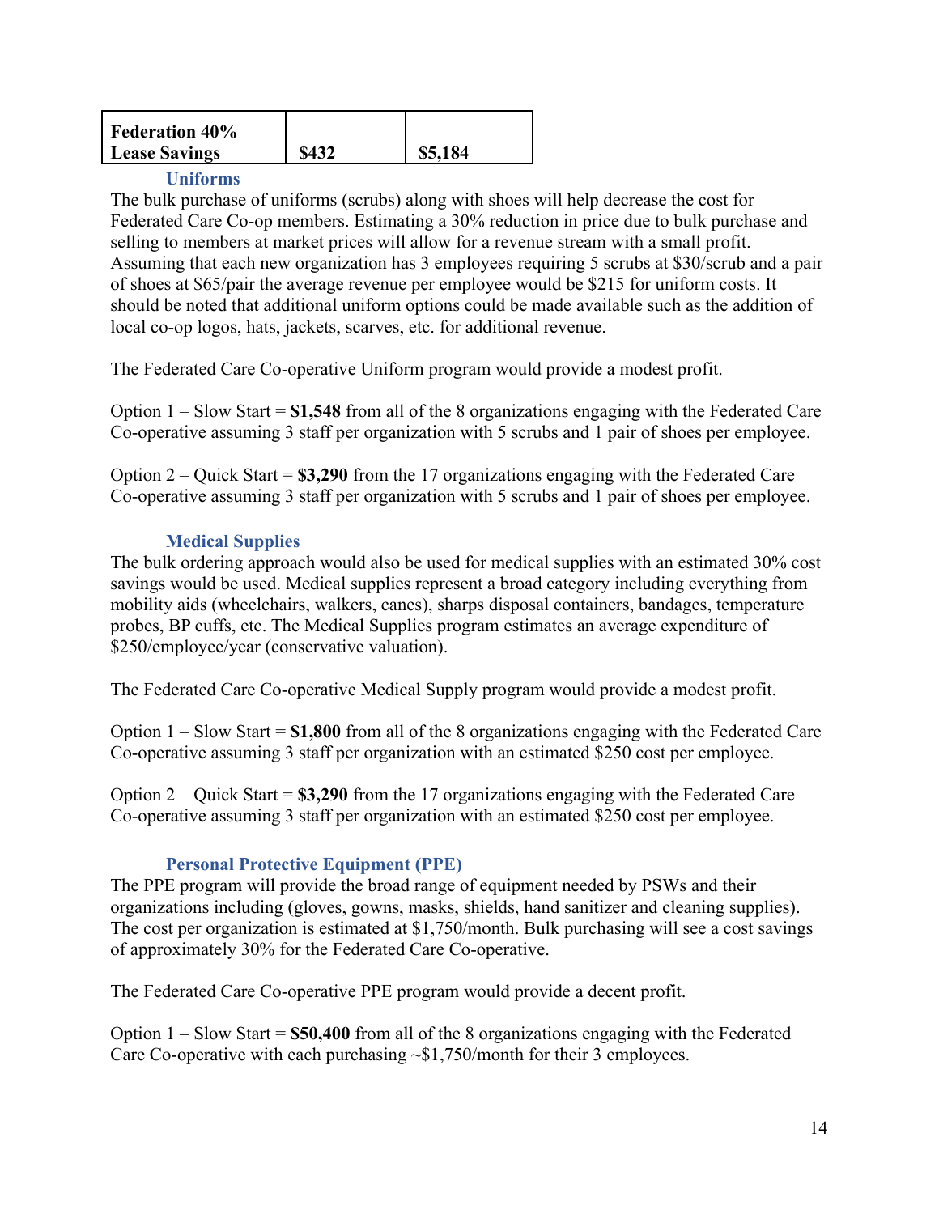| Federation 40% Lease Savings | $432 | $5,184 |
|---|---|---|

### Uniforms

The bulk purchase of uniforms (scrubs) along with shoes will help decrease the cost for Federated Care Co-op members. Estimating a 30% reduction in price due to bulk purchase and selling to members at market prices will allow for a revenue stream with a small profit. Assuming that each new organization has 3 employees requiring 5 scrubs at $30/scrub and a pair of shoes at $65/pair the average revenue per employee would be $215 for uniform costs. It should be noted that additional uniform options could be made available such as the addition of local co-op logos, hats, jackets, scarves, etc. for additional revenue.

The Federated Care Co-operative Uniform program would provide a modest profit.

Option 1 – Slow Start = **$1,548** from all of the 8 organizations engaging with the Federated Care Co-operative assuming 3 staff per organization with 5 scrubs and 1 pair of shoes per employee.

Option 2 – Quick Start = **$3,290** from the 17 organizations engaging with the Federated Care Co-operative assuming 3 staff per organization with 5 scrubs and 1 pair of shoes per employee.

### Medical Supplies

The bulk ordering approach would also be used for medical supplies with an estimated 30% cost savings would be used. Medical supplies represent a broad category including everything from mobility aids (wheelchairs, walkers, canes), sharps disposal containers, bandages, temperature probes, BP cuffs, etc. The Medical Supplies program estimates an average expenditure of $250/employee/year (conservative valuation).

The Federated Care Co-operative Medical Supply program would provide a modest profit.

Option 1 – Slow Start = **$1,800** from all of the 8 organizations engaging with the Federated Care Co-operative assuming 3 staff per organization with an estimated $250 cost per employee.

Option 2 – Quick Start = **$3,290** from the 17 organizations engaging with the Federated Care Co-operative assuming 3 staff per organization with an estimated $250 cost per employee.

### Personal Protective Equipment (PPE)

The PPE program will provide the broad range of equipment needed by PSWs and their organizations including (gloves, gowns, masks, shields, hand sanitizer and cleaning supplies). The cost per organization is estimated at $1,750/month. Bulk purchasing will see a cost savings of approximately 30% for the Federated Care Co-operative.

The Federated Care Co-operative PPE program would provide a decent profit.

Option 1 – Slow Start = **$50,400** from all of the 8 organizations engaging with the Federated Care Co-operative with each purchasing ~$1,750/month for their 3 employees.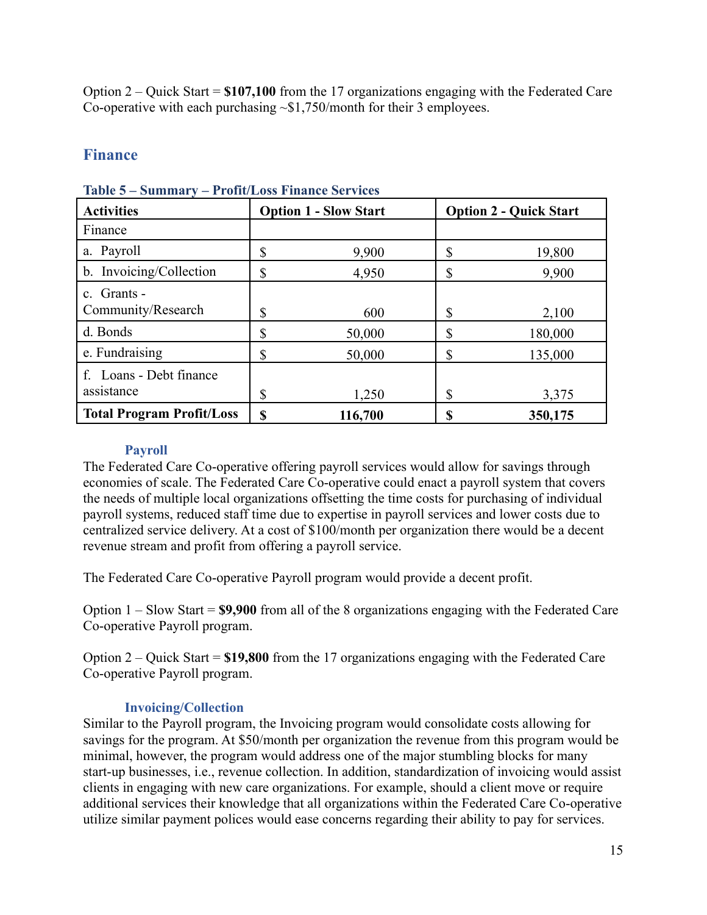Option 2 – Quick Start = **$107,100** from the 17 organizations engaging with the Federated Care Co-operative with each purchasing ~$1,750/month for their 3 employees.

## Finance

**Table 5 – Summary – Profit/Loss Finance Services**

| Activities | Option 1 - Slow Start | Option 2 - Quick Start |
|---|---|---|
| Finance | | |
| a. Payroll | $ 9,900 | $ 19,800 |
| b. Invoicing/Collection | $ 4,950 | $ 9,900 |
| c. Grants - Community/Research | $ 600 | $ 2,100 |
| d. Bonds | $ 50,000 | $ 180,000 |
| e. Fundraising | $ 50,000 | $ 135,000 |
| f. Loans - Debt finance assistance | $ 1,250 | $ 3,375 |
| **Total Program Profit/Loss** | **$ 116,700** | **$ 350,175** |

### Payroll

The Federated Care Co-operative offering payroll services would allow for savings through economies of scale. The Federated Care Co-operative could enact a payroll system that covers the needs of multiple local organizations offsetting the time costs for purchasing of individual payroll systems, reduced staff time due to expertise in payroll services and lower costs due to centralized service delivery. At a cost of $100/month per organization there would be a decent revenue stream and profit from offering a payroll service.

The Federated Care Co-operative Payroll program would provide a decent profit.

Option 1 – Slow Start = **$9,900** from all of the 8 organizations engaging with the Federated Care Co-operative Payroll program.

Option 2 – Quick Start = **$19,800** from the 17 organizations engaging with the Federated Care Co-operative Payroll program.

### Invoicing/Collection

Similar to the Payroll program, the Invoicing program would consolidate costs allowing for savings for the program. At $50/month per organization the revenue from this program would be minimal, however, the program would address one of the major stumbling blocks for many start-up businesses, i.e., revenue collection. In addition, standardization of invoicing would assist clients in engaging with new care organizations. For example, should a client move or require additional services their knowledge that all organizations within the Federated Care Co-operative utilize similar payment polices would ease concerns regarding their ability to pay for services.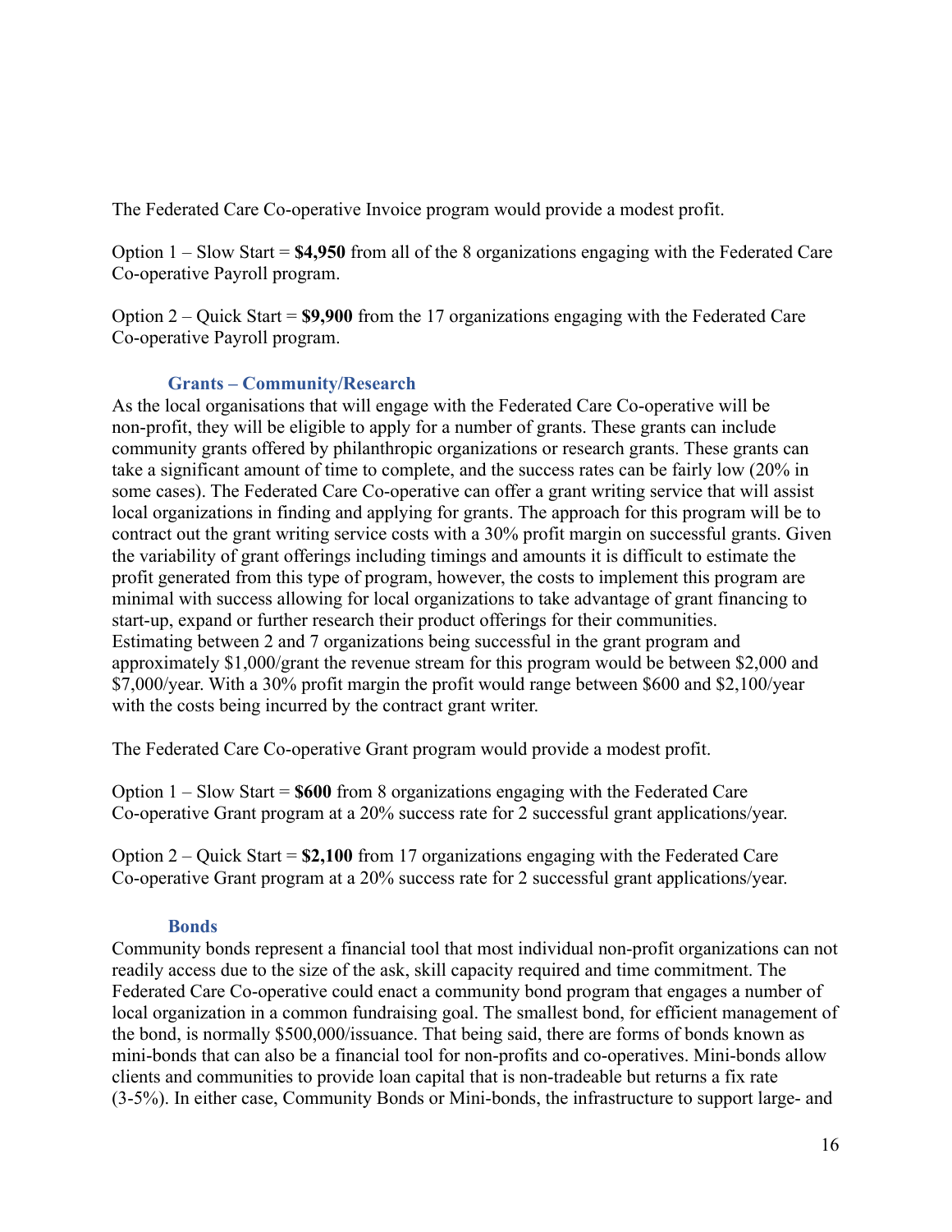The Federated Care Co-operative Invoice program would provide a modest profit.

Option 1 – Slow Start = **$4,950** from all of the 8 organizations engaging with the Federated Care Co-operative Payroll program.

Option 2 – Quick Start = **$9,900** from the 17 organizations engaging with the Federated Care Co-operative Payroll program.

### Grants – Community/Research

As the local organisations that will engage with the Federated Care Co-operative will be non-profit, they will be eligible to apply for a number of grants. These grants can include community grants offered by philanthropic organizations or research grants. These grants can take a significant amount of time to complete, and the success rates can be fairly low (20% in some cases). The Federated Care Co-operative can offer a grant writing service that will assist local organizations in finding and applying for grants. The approach for this program will be to contract out the grant writing service costs with a 30% profit margin on successful grants. Given the variability of grant offerings including timings and amounts it is difficult to estimate the profit generated from this type of program, however, the costs to implement this program are minimal with success allowing for local organizations to take advantage of grant financing to start-up, expand or further research their product offerings for their communities. Estimating between 2 and 7 organizations being successful in the grant program and approximately $1,000/grant the revenue stream for this program would be between $2,000 and $7,000/year. With a 30% profit margin the profit would range between $600 and $2,100/year with the costs being incurred by the contract grant writer.

The Federated Care Co-operative Grant program would provide a modest profit.

Option 1 – Slow Start = **$600** from 8 organizations engaging with the Federated Care Co-operative Grant program at a 20% success rate for 2 successful grant applications/year.

Option 2 – Quick Start = **$2,100** from 17 organizations engaging with the Federated Care Co-operative Grant program at a 20% success rate for 2 successful grant applications/year.

### Bonds

Community bonds represent a financial tool that most individual non-profit organizations can not readily access due to the size of the ask, skill capacity required and time commitment. The Federated Care Co-operative could enact a community bond program that engages a number of local organization in a common fundraising goal. The smallest bond, for efficient management of the bond, is normally $500,000/issuance. That being said, there are forms of bonds known as mini-bonds that can also be a financial tool for non-profits and co-operatives. Mini-bonds allow clients and communities to provide loan capital that is non-tradeable but returns a fix rate (3-5%). In either case, Community Bonds or Mini-bonds, the infrastructure to support large- and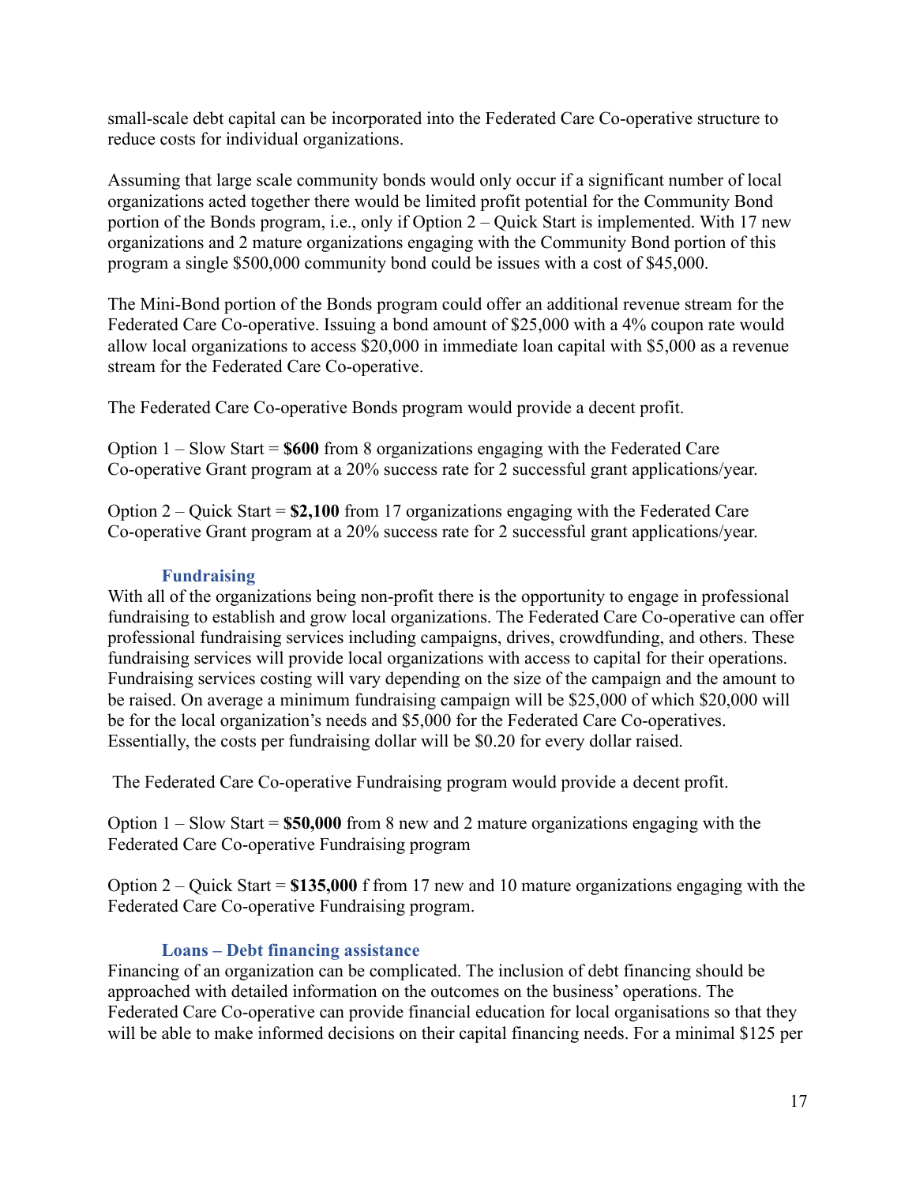small-scale debt capital can be incorporated into the Federated Care Co-operative structure to reduce costs for individual organizations.

Assuming that large scale community bonds would only occur if a significant number of local organizations acted together there would be limited profit potential for the Community Bond portion of the Bonds program, i.e., only if Option 2 – Quick Start is implemented. With 17 new organizations and 2 mature organizations engaging with the Community Bond portion of this program a single $500,000 community bond could be issues with a cost of $45,000.

The Mini-Bond portion of the Bonds program could offer an additional revenue stream for the Federated Care Co-operative. Issuing a bond amount of $25,000 with a 4% coupon rate would allow local organizations to access $20,000 in immediate loan capital with $5,000 as a revenue stream for the Federated Care Co-operative.

The Federated Care Co-operative Bonds program would provide a decent profit.

Option 1 – Slow Start = **$600** from 8 organizations engaging with the Federated Care Co-operative Grant program at a 20% success rate for 2 successful grant applications/year.

Option 2 – Quick Start = **$2,100** from 17 organizations engaging with the Federated Care Co-operative Grant program at a 20% success rate for 2 successful grant applications/year.

### Fundraising

With all of the organizations being non-profit there is the opportunity to engage in professional fundraising to establish and grow local organizations. The Federated Care Co-operative can offer professional fundraising services including campaigns, drives, crowdfunding, and others. These fundraising services will provide local organizations with access to capital for their operations. Fundraising services costing will vary depending on the size of the campaign and the amount to be raised. On average a minimum fundraising campaign will be $25,000 of which $20,000 will be for the local organization's needs and $5,000 for the Federated Care Co-operatives. Essentially, the costs per fundraising dollar will be $0.20 for every dollar raised.

The Federated Care Co-operative Fundraising program would provide a decent profit.

Option 1 – Slow Start = **$50,000** from 8 new and 2 mature organizations engaging with the Federated Care Co-operative Fundraising program

Option 2 – Quick Start = **$135,000** f from 17 new and 10 mature organizations engaging with the Federated Care Co-operative Fundraising program.

### Loans – Debt financing assistance

Financing of an organization can be complicated. The inclusion of debt financing should be approached with detailed information on the outcomes on the business' operations. The Federated Care Co-operative can provide financial education for local organisations so that they will be able to make informed decisions on their capital financing needs. For a minimal $125 per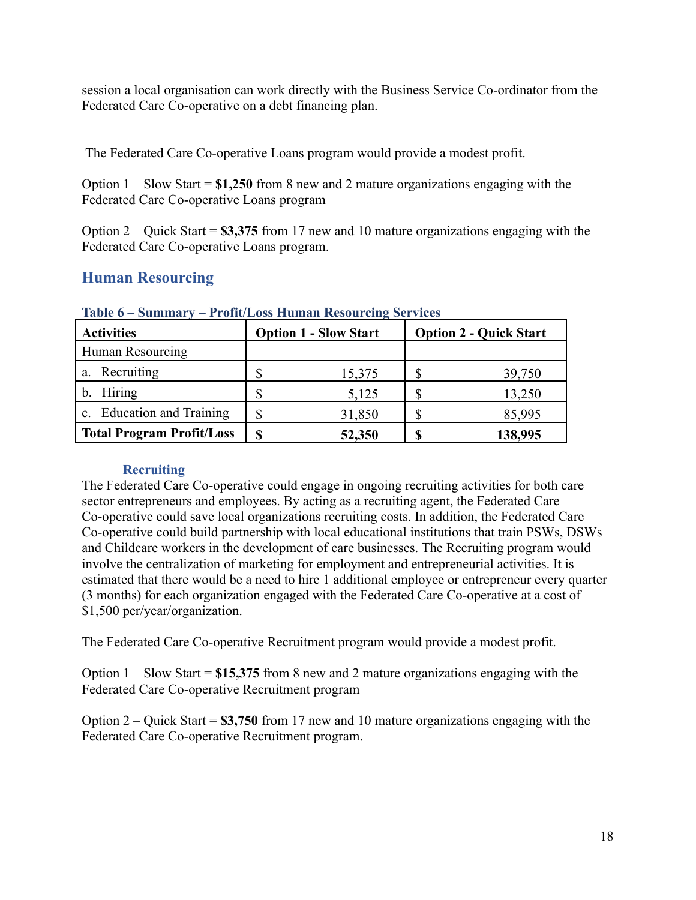session a local organisation can work directly with the Business Service Co-ordinator from the Federated Care Co-operative on a debt financing plan.

The Federated Care Co-operative Loans program would provide a modest profit.

Option 1 – Slow Start = **$1,250** from 8 new and 2 mature organizations engaging with the Federated Care Co-operative Loans program

Option 2 – Quick Start = **$3,375** from 17 new and 10 mature organizations engaging with the Federated Care Co-operative Loans program.

## Human Resourcing

**Table 6 – Summary – Profit/Loss Human Resourcing Services**

| Activities | Option 1 - Slow Start | Option 2 - Quick Start |
|---|---|---|
| Human Resourcing | | |
| a. Recruiting | $ 15,375 | $ 39,750 |
| b. Hiring | $ 5,125 | $ 13,250 |
| c. Education and Training | $ 31,850 | $ 85,995 |
| **Total Program Profit/Loss** | **$ 52,350** | **$ 138,995** |

### Recruiting

The Federated Care Co-operative could engage in ongoing recruiting activities for both care sector entrepreneurs and employees. By acting as a recruiting agent, the Federated Care Co-operative could save local organizations recruiting costs. In addition, the Federated Care Co-operative could build partnership with local educational institutions that train PSWs, DSWs and Childcare workers in the development of care businesses. The Recruiting program would involve the centralization of marketing for employment and entrepreneurial activities. It is estimated that there would be a need to hire 1 additional employee or entrepreneur every quarter (3 months) for each organization engaged with the Federated Care Co-operative at a cost of $1,500 per/year/organization.

The Federated Care Co-operative Recruitment program would provide a modest profit.

Option 1 – Slow Start = **$15,375** from 8 new and 2 mature organizations engaging with the Federated Care Co-operative Recruitment program

Option 2 – Quick Start = **$3,750** from 17 new and 10 mature organizations engaging with the Federated Care Co-operative Recruitment program.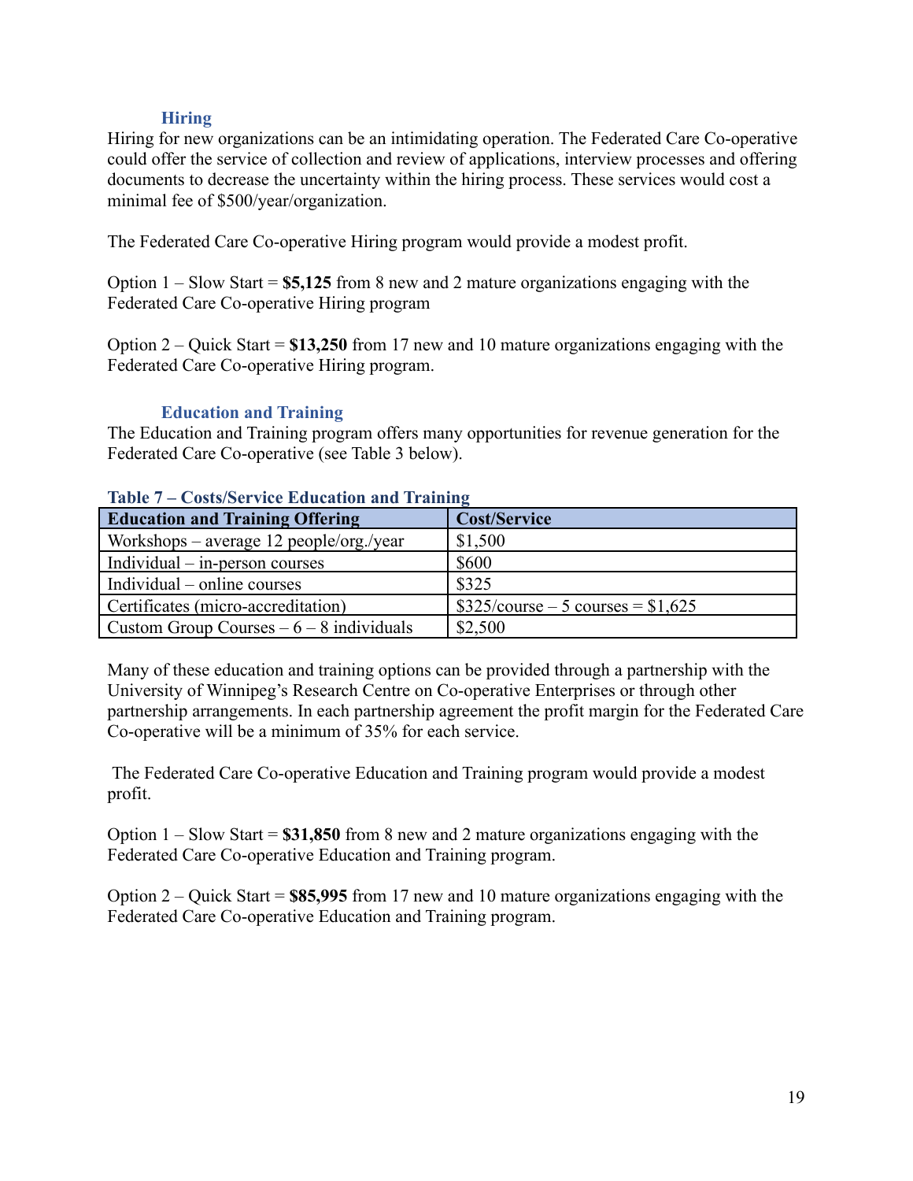### Hiring

Hiring for new organizations can be an intimidating operation. The Federated Care Co-operative could offer the service of collection and review of applications, interview processes and offering documents to decrease the uncertainty within the hiring process. These services would cost a minimal fee of $500/year/organization.

The Federated Care Co-operative Hiring program would provide a modest profit.

Option 1 – Slow Start = **$5,125** from 8 new and 2 mature organizations engaging with the Federated Care Co-operative Hiring program

Option 2 – Quick Start = **$13,250** from 17 new and 10 mature organizations engaging with the Federated Care Co-operative Hiring program.

### Education and Training

The Education and Training program offers many opportunities for revenue generation for the Federated Care Co-operative (see Table 3 below).

**Table 7 – Costs/Service Education and Training**

| Education and Training Offering | Cost/Service |
|---|---|
| Workshops – average 12 people/org./year | $1,500 |
| Individual – in-person courses | $600 |
| Individual – online courses | $325 |
| Certificates (micro-accreditation) | $325/course – 5 courses = $1,625 |
| Custom Group Courses – 6 – 8 individuals | $2,500 |

Many of these education and training options can be provided through a partnership with the University of Winnipeg's Research Centre on Co-operative Enterprises or through other partnership arrangements. In each partnership agreement the profit margin for the Federated Care Co-operative will be a minimum of 35% for each service.

The Federated Care Co-operative Education and Training program would provide a modest profit.

Option 1 – Slow Start = **$31,850** from 8 new and 2 mature organizations engaging with the Federated Care Co-operative Education and Training program.

Option 2 – Quick Start = **$85,995** from 17 new and 10 mature organizations engaging with the Federated Care Co-operative Education and Training program.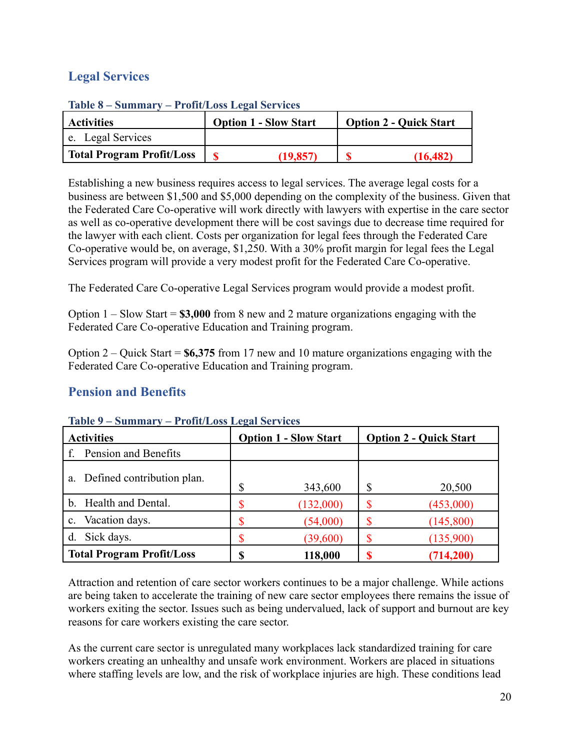## Legal Services

**Table 8 – Summary – Profit/Loss Legal Services**

| Activities | Option 1 - Slow Start | Option 2 - Quick Start |
|---|---|---|
| e. Legal Services | | |
| **Total Program Profit/Loss** | **$ (19,857)** | **$ (16,482)** |

Establishing a new business requires access to legal services. The average legal costs for a business are between $1,500 and $5,000 depending on the complexity of the business. Given that the Federated Care Co-operative will work directly with lawyers with expertise in the care sector as well as co-operative development there will be cost savings due to decrease time required for the lawyer with each client. Costs per organization for legal fees through the Federated Care Co-operative would be, on average, $1,250. With a 30% profit margin for legal fees the Legal Services program will provide a very modest profit for the Federated Care Co-operative.

The Federated Care Co-operative Legal Services program would provide a modest profit.

Option 1 – Slow Start = **$3,000** from 8 new and 2 mature organizations engaging with the Federated Care Co-operative Education and Training program.

Option 2 – Quick Start = **$6,375** from 17 new and 10 mature organizations engaging with the Federated Care Co-operative Education and Training program.

## Pension and Benefits

**Table 9 – Summary – Profit/Loss Legal Services**

| Activities | Option 1 - Slow Start | Option 2 - Quick Start |
|---|---|---|
| f. Pension and Benefits | | |
| a. Defined contribution plan. | $ 343,600 | $ 20,500 |
| b. Health and Dental. | $ (132,000) | $ (453,000) |
| c. Vacation days. | $ (54,000) | $ (145,800) |
| d. Sick days. | $ (39,600) | $ (135,900) |
| **Total Program Profit/Loss** | **$ 118,000** | **$ (714,200)** |

Attraction and retention of care sector workers continues to be a major challenge. While actions are being taken to accelerate the training of new care sector employees there remains the issue of workers exiting the sector. Issues such as being undervalued, lack of support and burnout are key reasons for care workers existing the care sector.

As the current care sector is unregulated many workplaces lack standardized training for care workers creating an unhealthy and unsafe work environment. Workers are placed in situations where staffing levels are low, and the risk of workplace injuries are high. These conditions lead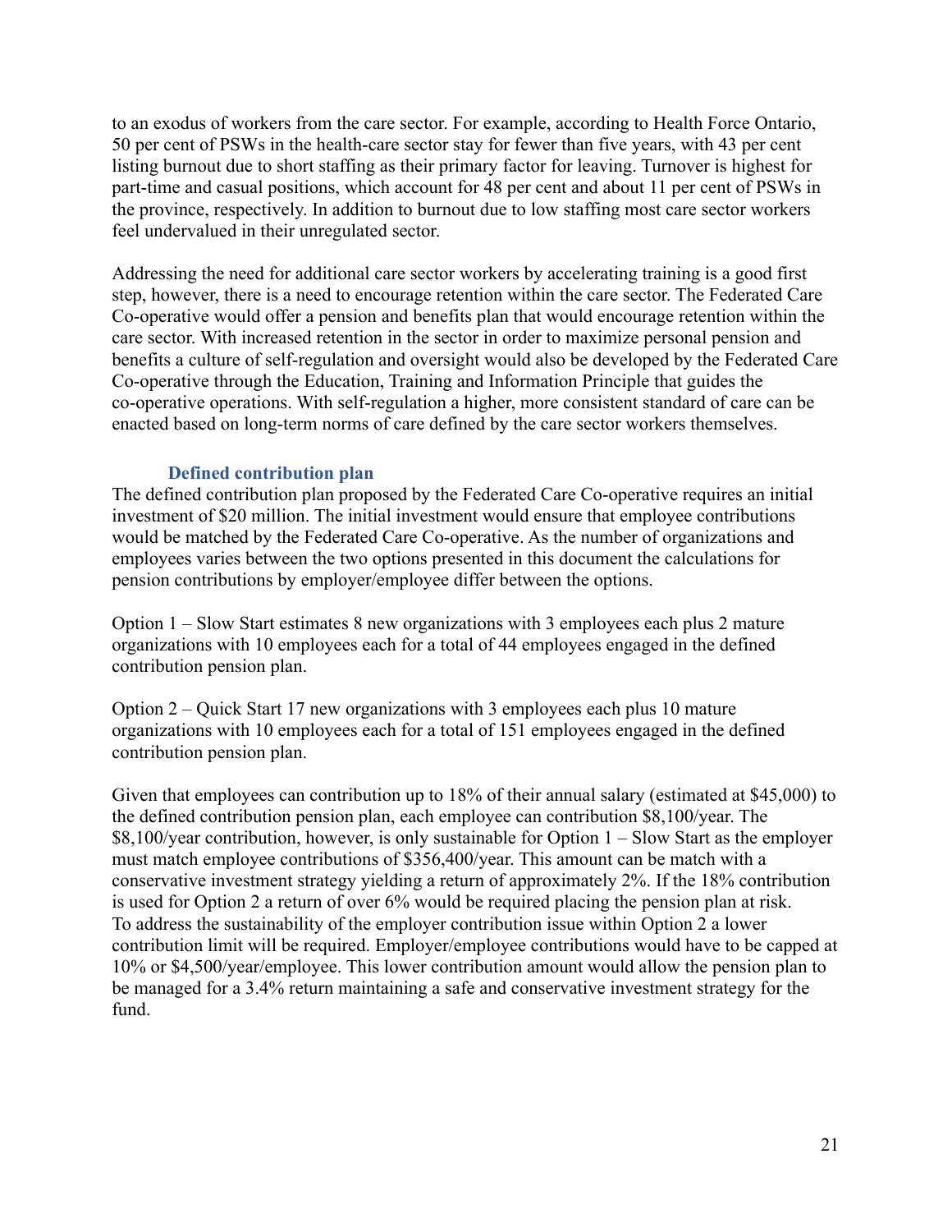to an exodus of workers from the care sector. For example, according to Health Force Ontario, 50 per cent of PSWs in the health-care sector stay for fewer than five years, with 43 per cent listing burnout due to short staffing as their primary factor for leaving. Turnover is highest for part-time and casual positions, which account for 48 per cent and about 11 per cent of PSWs in the province, respectively. In addition to burnout due to low staffing most care sector workers feel undervalued in their unregulated sector.

Addressing the need for additional care sector workers by accelerating training is a good first step, however, there is a need to encourage retention within the care sector. The Federated Care Co-operative would offer a pension and benefits plan that would encourage retention within the care sector. With increased retention in the sector in order to maximize personal pension and benefits a culture of self-regulation and oversight would also be developed by the Federated Care Co-operative through the Education, Training and Information Principle that guides the co-operative operations. With self-regulation a higher, more consistent standard of care can be enacted based on long-term norms of care defined by the care sector workers themselves.

### Defined contribution plan

The defined contribution plan proposed by the Federated Care Co-operative requires an initial investment of $20 million. The initial investment would ensure that employee contributions would be matched by the Federated Care Co-operative. As the number of organizations and employees varies between the two options presented in this document the calculations for pension contributions by employer/employee differ between the options.

Option 1 – Slow Start estimates 8 new organizations with 3 employees each plus 2 mature organizations with 10 employees each for a total of 44 employees engaged in the defined contribution pension plan.

Option 2 – Quick Start 17 new organizations with 3 employees each plus 10 mature organizations with 10 employees each for a total of 151 employees engaged in the defined contribution pension plan.

Given that employees can contribution up to 18% of their annual salary (estimated at $45,000) to the defined contribution pension plan, each employee can contribution $8,100/year. The $8,100/year contribution, however, is only sustainable for Option 1 – Slow Start as the employer must match employee contributions of $356,400/year. This amount can be match with a conservative investment strategy yielding a return of approximately 2%. If the 18% contribution is used for Option 2 a return of over 6% would be required placing the pension plan at risk. To address the sustainability of the employer contribution issue within Option 2 a lower contribution limit will be required. Employer/employee contributions would have to be capped at 10% or $4,500/year/employee. This lower contribution amount would allow the pension plan to be managed for a 3.4% return maintaining a safe and conservative investment strategy for the fund.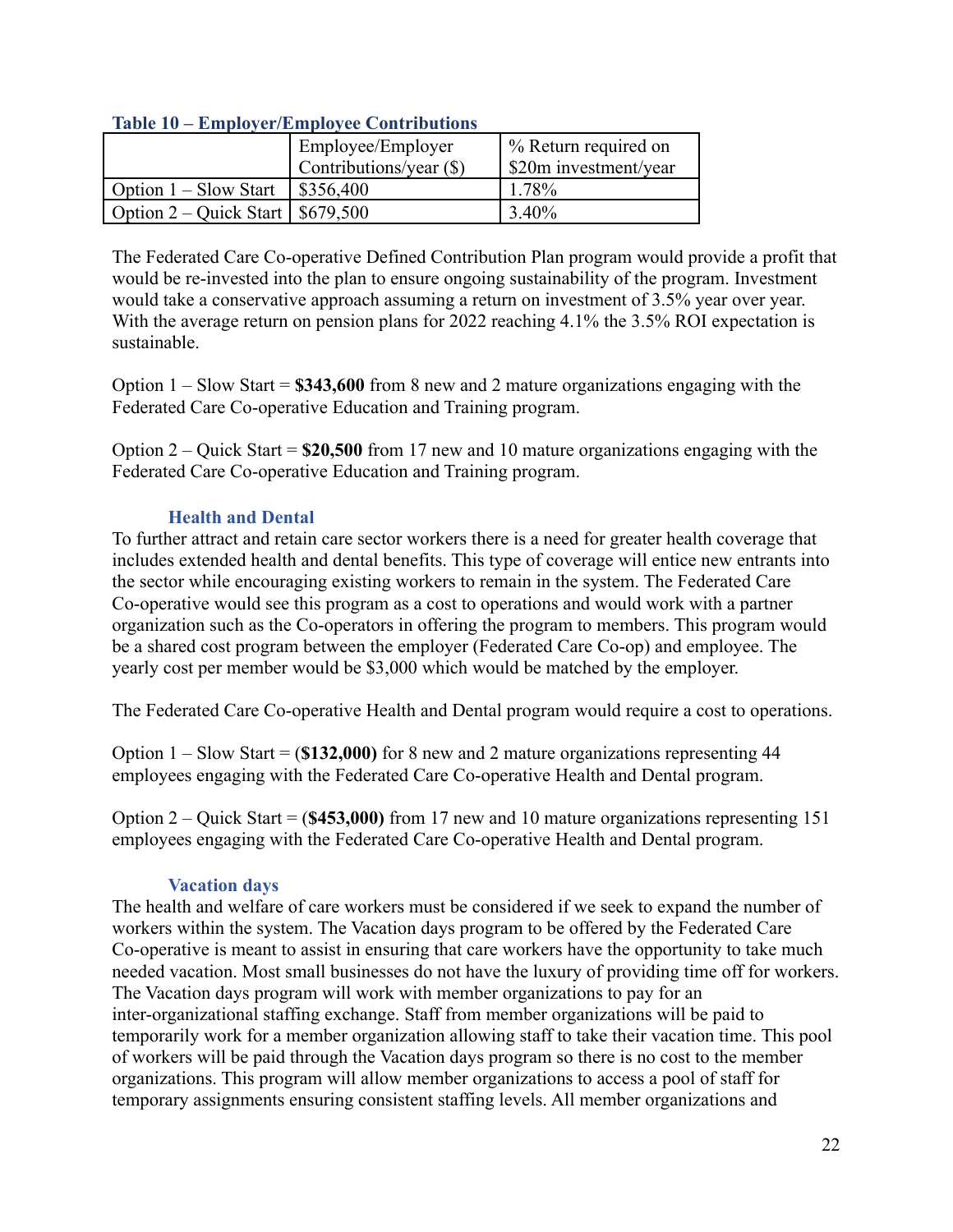**Table 10 – Employer/Employee Contributions**

| | Employee/Employer Contributions/year ($) | % Return required on $20m investment/year |
|---|---|---|
| Option 1 – Slow Start | $356,400 | 1.78% |
| Option 2 – Quick Start | $679,500 | 3.40% |

The Federated Care Co-operative Defined Contribution Plan program would provide a profit that would be re-invested into the plan to ensure ongoing sustainability of the program. Investment would take a conservative approach assuming a return on investment of 3.5% year over year. With the average return on pension plans for 2022 reaching 4.1% the 3.5% ROI expectation is sustainable.

Option 1 – Slow Start = **$343,600** from 8 new and 2 mature organizations engaging with the Federated Care Co-operative Education and Training program.

Option 2 – Quick Start = **$20,500** from 17 new and 10 mature organizations engaging with the Federated Care Co-operative Education and Training program.

### Health and Dental

To further attract and retain care sector workers there is a need for greater health coverage that includes extended health and dental benefits. This type of coverage will entice new entrants into the sector while encouraging existing workers to remain in the system. The Federated Care Co-operative would see this program as a cost to operations and would work with a partner organization such as the Co-operators in offering the program to members. This program would be a shared cost program between the employer (Federated Care Co-op) and employee. The yearly cost per member would be $3,000 which would be matched by the employer.

The Federated Care Co-operative Health and Dental program would require a cost to operations.

Option 1 – Slow Start = (**$132,000)** for 8 new and 2 mature organizations representing 44 employees engaging with the Federated Care Co-operative Health and Dental program.

Option 2 – Quick Start = (**$453,000)** from 17 new and 10 mature organizations representing 151 employees engaging with the Federated Care Co-operative Health and Dental program.

### Vacation days

The health and welfare of care workers must be considered if we seek to expand the number of workers within the system. The Vacation days program to be offered by the Federated Care Co-operative is meant to assist in ensuring that care workers have the opportunity to take much needed vacation. Most small businesses do not have the luxury of providing time off for workers. The Vacation days program will work with member organizations to pay for an inter-organizational staffing exchange. Staff from member organizations will be paid to temporarily work for a member organization allowing staff to take their vacation time. This pool of workers will be paid through the Vacation days program so there is no cost to the member organizations. This program will allow member organizations to access a pool of staff for temporary assignments ensuring consistent staffing levels. All member organizations and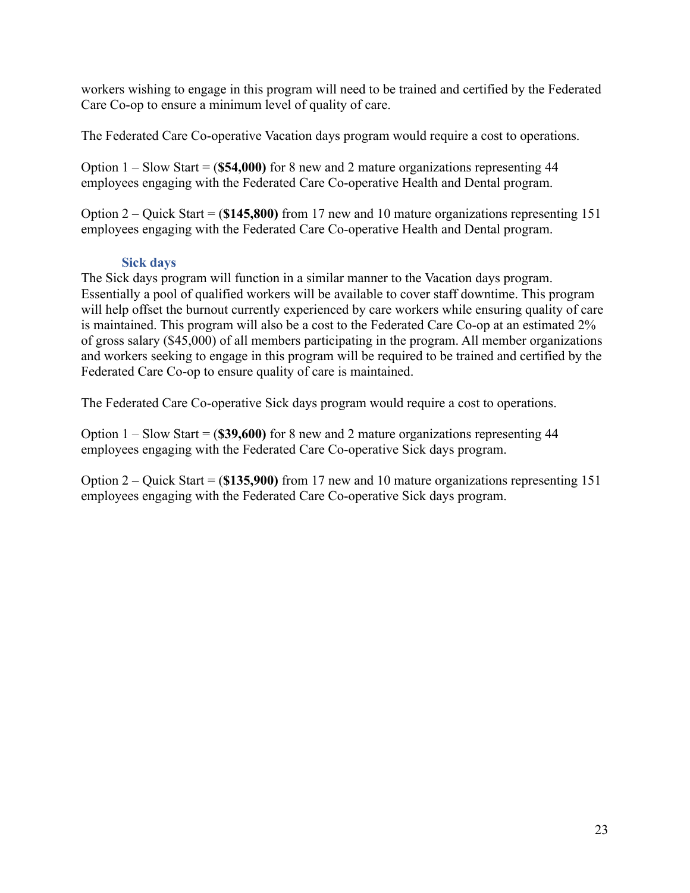workers wishing to engage in this program will need to be trained and certified by the Federated Care Co-op to ensure a minimum level of quality of care.

The Federated Care Co-operative Vacation days program would require a cost to operations.

Option 1 – Slow Start = (**$54,000)** for 8 new and 2 mature organizations representing 44 employees engaging with the Federated Care Co-operative Health and Dental program.

Option 2 – Quick Start = (**$145,800)** from 17 new and 10 mature organizations representing 151 employees engaging with the Federated Care Co-operative Health and Dental program.

### Sick days

The Sick days program will function in a similar manner to the Vacation days program. Essentially a pool of qualified workers will be available to cover staff downtime. This program will help offset the burnout currently experienced by care workers while ensuring quality of care is maintained. This program will also be a cost to the Federated Care Co-op at an estimated 2% of gross salary ($45,000) of all members participating in the program. All member organizations and workers seeking to engage in this program will be required to be trained and certified by the Federated Care Co-op to ensure quality of care is maintained.

The Federated Care Co-operative Sick days program would require a cost to operations.

Option 1 – Slow Start = (**$39,600)** for 8 new and 2 mature organizations representing 44 employees engaging with the Federated Care Co-operative Sick days program.

Option 2 – Quick Start = (**$135,900)** from 17 new and 10 mature organizations representing 151 employees engaging with the Federated Care Co-operative Sick days program.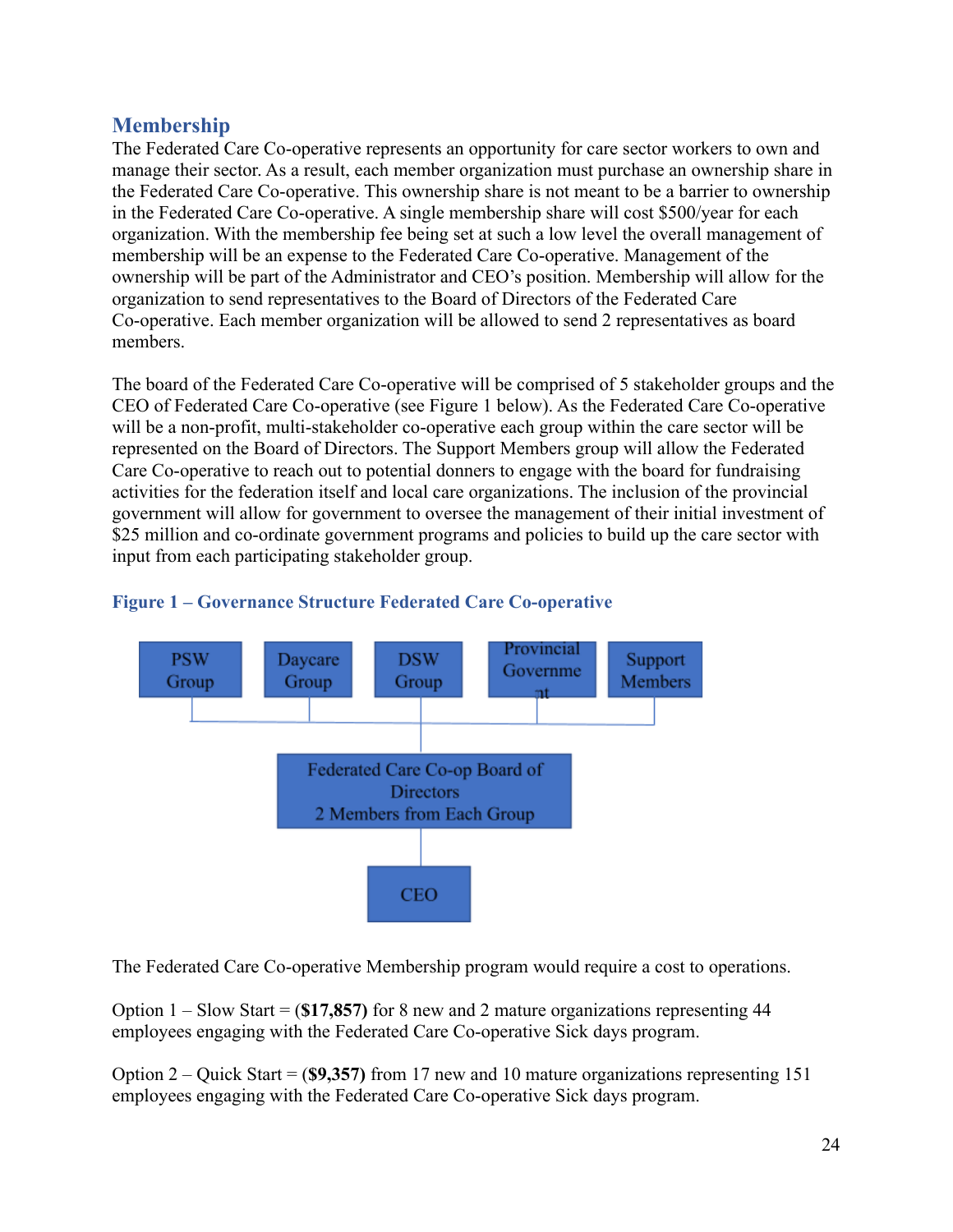## Membership

The Federated Care Co-operative represents an opportunity for care sector workers to own and manage their sector. As a result, each member organization must purchase an ownership share in the Federated Care Co-operative. This ownership share is not meant to be a barrier to ownership in the Federated Care Co-operative. A single membership share will cost $500/year for each organization. With the membership fee being set at such a low level the overall management of membership will be an expense to the Federated Care Co-operative. Management of the ownership will be part of the Administrator and CEO's position. Membership will allow for the organization to send representatives to the Board of Directors of the Federated Care Co-operative. Each member organization will be allowed to send 2 representatives as board members.

The board of the Federated Care Co-operative will be comprised of 5 stakeholder groups and the CEO of Federated Care Co-operative (see Figure 1 below). As the Federated Care Co-operative will be a non-profit, multi-stakeholder co-operative each group within the care sector will be represented on the Board of Directors. The Support Members group will allow the Federated Care Co-operative to reach out to potential donners to engage with the board for fundraising activities for the federation itself and local care organizations. The inclusion of the provincial government will allow for government to oversee the management of their initial investment of $25 million and co-ordinate government programs and policies to build up the care sector with input from each participating stakeholder group.

### Figure 1 – Governance Structure Federated Care Co-operative

PSW Group | Daycare Group | DSW Group | Provincial Government | Support Members

↓

Federated Care Co-op Board of Directors
2 Members from Each Group

↓

CEO

The Federated Care Co-operative Membership program would require a cost to operations.

Option 1 – Slow Start = (**$17,857**) for 8 new and 2 mature organizations representing 44 employees engaging with the Federated Care Co-operative Sick days program.

Option 2 – Quick Start = (**$9,357**) from 17 new and 10 mature organizations representing 151 employees engaging with the Federated Care Co-operative Sick days program.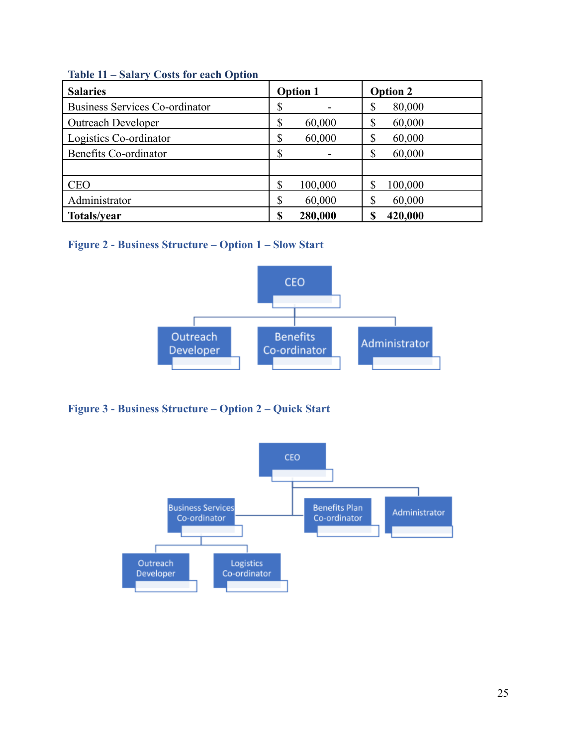**Table 11 – Salary Costs for each Option**

| Salaries | Option 1 | Option 2 |
|---|---|---|
| Business Services Co-ordinator | $ - | $ 80,000 |
| Outreach Developer | $ 60,000 | $ 60,000 |
| Logistics Co-ordinator | $ 60,000 | $ 60,000 |
| Benefits Co-ordinator | $ - | $ 60,000 |
| | | |
| CEO | $ 100,000 | $ 100,000 |
| Administrator | $ 60,000 | $ 60,000 |
| **Totals/year** | **$ 280,000** | **$ 420,000** |

**Figure 2 - Business Structure – Option 1 – Slow Start**

- CEO
  - Outreach Developer
  - Benefits Co-ordinator
  - Administrator

**Figure 3 - Business Structure – Option 2 – Quick Start**

- CEO
  - Business Services Co-ordinator
    - Outreach Developer
    - Logistics Co-ordinator
  - Benefits Plan Co-ordinator
  - Administrator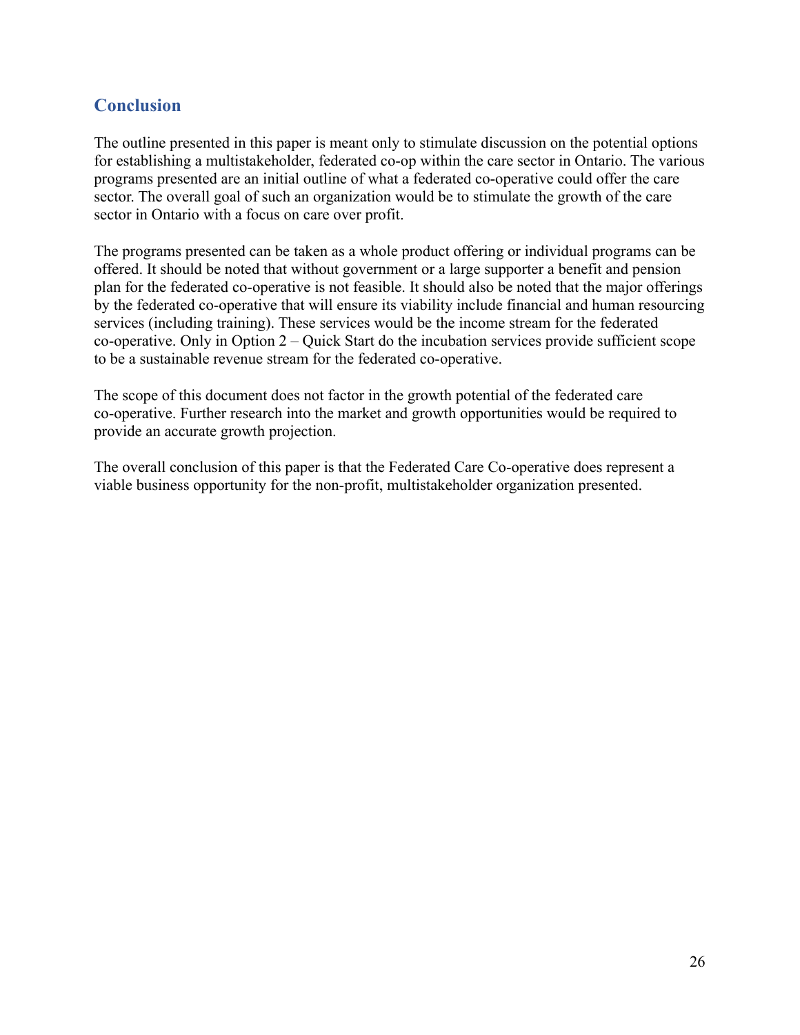## Conclusion

The outline presented in this paper is meant only to stimulate discussion on the potential options for establishing a multistakeholder, federated co-op within the care sector in Ontario. The various programs presented are an initial outline of what a federated co-operative could offer the care sector. The overall goal of such an organization would be to stimulate the growth of the care sector in Ontario with a focus on care over profit.

The programs presented can be taken as a whole product offering or individual programs can be offered. It should be noted that without government or a large supporter a benefit and pension plan for the federated co-operative is not feasible. It should also be noted that the major offerings by the federated co-operative that will ensure its viability include financial and human resourcing services (including training). These services would be the income stream for the federated co-operative. Only in Option 2 – Quick Start do the incubation services provide sufficient scope to be a sustainable revenue stream for the federated co-operative.

The scope of this document does not factor in the growth potential of the federated care co-operative. Further research into the market and growth opportunities would be required to provide an accurate growth projection.

The overall conclusion of this paper is that the Federated Care Co-operative does represent a viable business opportunity for the non-profit, multistakeholder organization presented.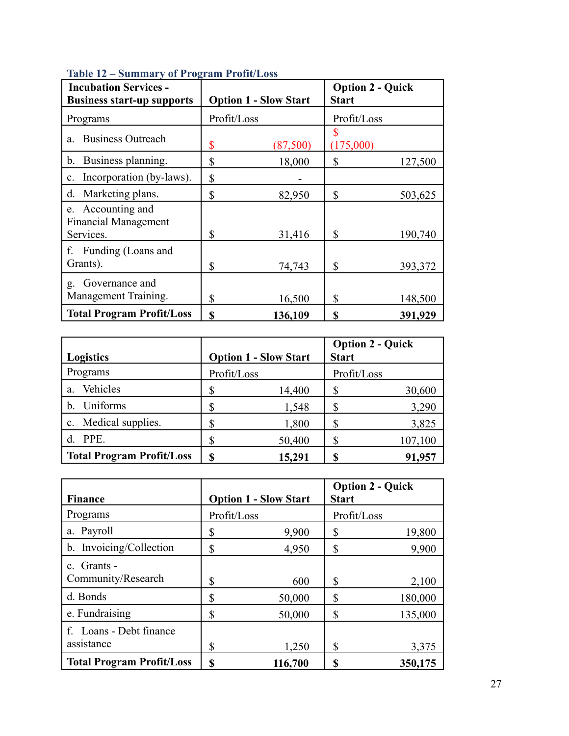**Table 12 – Summary of Program Profit/Loss**

| Incubation Services - Business start-up supports | Option 1 - Slow Start | Option 2 - Quick Start |
|---|---|---|
| Programs | Profit/Loss | Profit/Loss |
| a. Business Outreach | $ (87,500) | $ (175,000) |
| b. Business planning. | $ 18,000 | $ 127,500 |
| c. Incorporation (by-laws). | $ - | |
| d. Marketing plans. | $ 82,950 | $ 503,625 |
| e. Accounting and Financial Management Services. | $ 31,416 | $ 190,740 |
| f. Funding (Loans and Grants). | $ 74,743 | $ 393,372 |
| g. Governance and Management Training. | $ 16,500 | $ 148,500 |
| **Total Program Profit/Loss** | **$ 136,109** | **$ 391,929** |

| Logistics | Option 1 - Slow Start | Option 2 - Quick Start |
|---|---|---|
| Programs | Profit/Loss | Profit/Loss |
| a. Vehicles | $ 14,400 | $ 30,600 |
| b. Uniforms | $ 1,548 | $ 3,290 |
| c. Medical supplies. | $ 1,800 | $ 3,825 |
| d. PPE. | $ 50,400 | $ 107,100 |
| **Total Program Profit/Loss** | **$ 15,291** | **$ 91,957** |

| Finance | Option 1 - Slow Start | Option 2 - Quick Start |
|---|---|---|
| Programs | Profit/Loss | Profit/Loss |
| a. Payroll | $ 9,900 | $ 19,800 |
| b. Invoicing/Collection | $ 4,950 | $ 9,900 |
| c. Grants - Community/Research | $ 600 | $ 2,100 |
| d. Bonds | $ 50,000 | $ 180,000 |
| e. Fundraising | $ 50,000 | $ 135,000 |
| f. Loans - Debt finance assistance | $ 1,250 | $ 3,375 |
| **Total Program Profit/Loss** | **$ 116,700** | **$ 350,175** |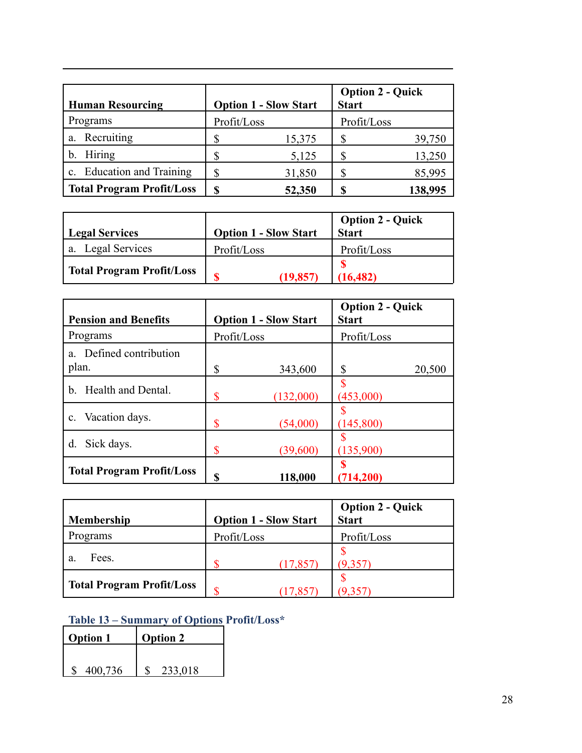| Human Resourcing | Option 1 - Slow Start | Option 2 - Quick Start |
|---|---|---|
| Programs | Profit/Loss | Profit/Loss |
| a. Recruiting | $ 15,375 | $ 39,750 |
| b. Hiring | $ 5,125 | $ 13,250 |
| c. Education and Training | $ 31,850 | $ 85,995 |
| **Total Program Profit/Loss** | **$ 52,350** | **$ 138,995** |

| Legal Services | Option 1 - Slow Start | Option 2 - Quick Start |
|---|---|---|
| a. Legal Services | Profit/Loss | Profit/Loss |
| **Total Program Profit/Loss** | **$ (19,857)** | **$ (16,482)** |

| Pension and Benefits | Option 1 - Slow Start | Option 2 - Quick Start |
|---|---|---|
| Programs | Profit/Loss | Profit/Loss |
| a. Defined contribution plan. | $ 343,600 | $ 20,500 |
| b. Health and Dental. | $ (132,000) | $ (453,000) |
| c. Vacation days. | $ (54,000) | $ (145,800) |
| d. Sick days. | $ (39,600) | $ (135,900) |
| **Total Program Profit/Loss** | **$ 118,000** | **$ (714,200)** |

| Membership | Option 1 - Slow Start | Option 2 - Quick Start |
|---|---|---|
| Programs | Profit/Loss | Profit/Loss |
| a. Fees. | $ (17,857) | $ (9,357) |
| **Total Program Profit/Loss** | $ (17,857) | $ (9,357) |

**Table 13 – Summary of Options Profit/Loss***

| Option 1 | Option 2 |
|---|---|
| $ 400,736 | $ 233,018 |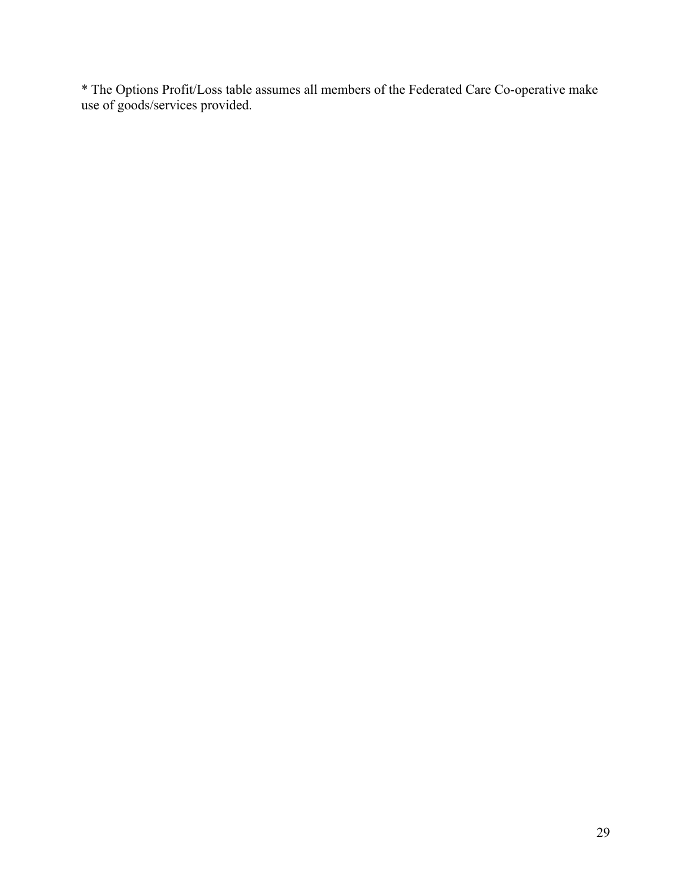* The Options Profit/Loss table assumes all members of the Federated Care Co-operative make use of goods/services provided.